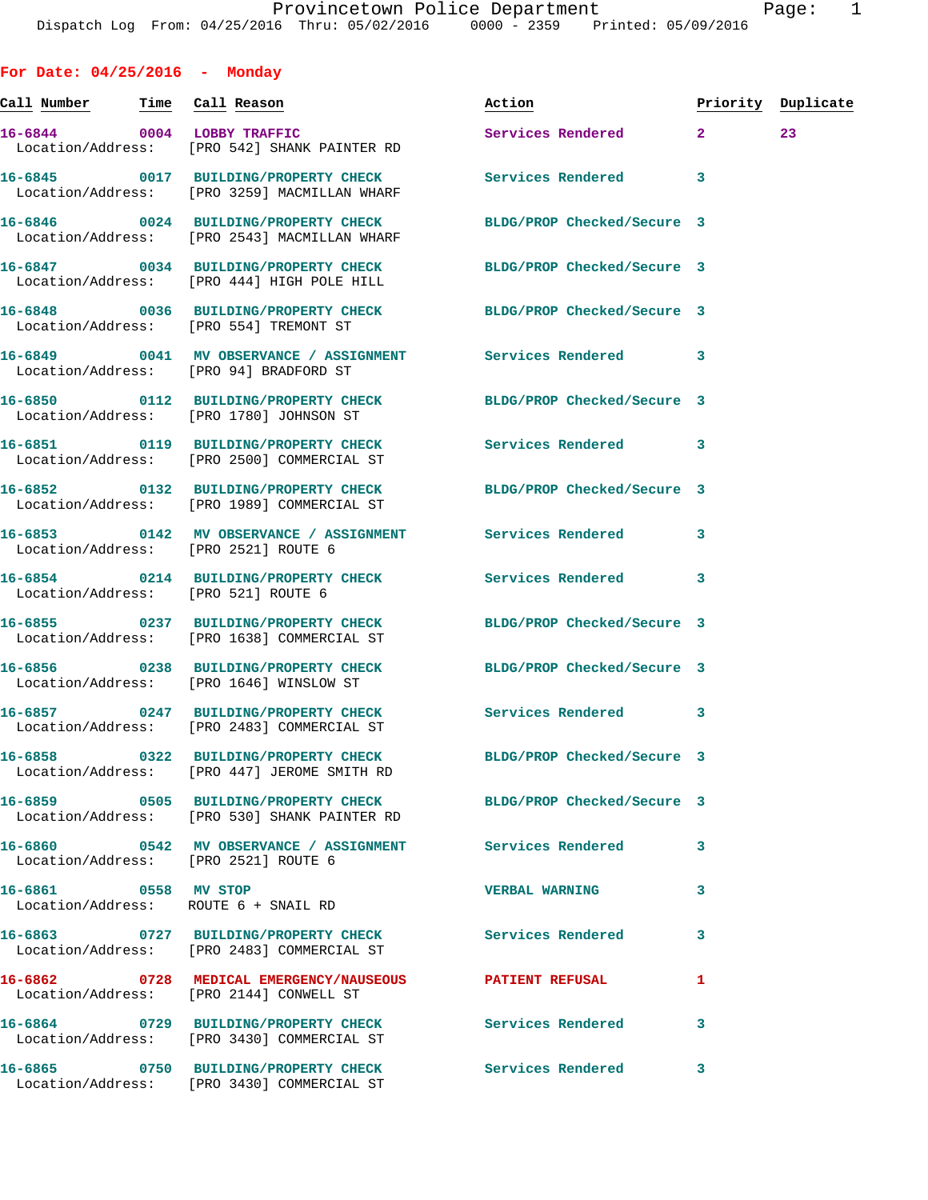Dispatch Log From: 04/25/2016 Thru: 05/02/2016 0000 - 2359 Printed: 05/09/2016

## For Date: 04/25/2016 - Monday

| Call Number | Time | Call Reason | Action | Priority | Duplicate |
|---|---|---|---|---|---|
| 16-6844 | 0004 | LOBBY TRAFFIC | Services Rendered | 2 | 23 |
| Location/Address: | | [PRO 542] SHANK PAINTER RD | | | |
| 16-6845 | 0017 | BUILDING/PROPERTY CHECK | Services Rendered | 3 | |
| Location/Address: | | [PRO 3259] MACMILLAN WHARF | | | |
| 16-6846 | 0024 | BUILDING/PROPERTY CHECK | BLDG/PROP Checked/Secure | 3 | |
| Location/Address: | | [PRO 2543] MACMILLAN WHARF | | | |
| 16-6847 | 0034 | BUILDING/PROPERTY CHECK | BLDG/PROP Checked/Secure | 3 | |
| Location/Address: | | [PRO 444] HIGH POLE HILL | | | |
| 16-6848 | 0036 | BUILDING/PROPERTY CHECK | BLDG/PROP Checked/Secure | 3 | |
| Location/Address: | | [PRO 554] TREMONT ST | | | |
| 16-6849 | 0041 | MV OBSERVANCE / ASSIGNMENT | Services Rendered | 3 | |
| Location/Address: | | [PRO 94] BRADFORD ST | | | |
| 16-6850 | 0112 | BUILDING/PROPERTY CHECK | BLDG/PROP Checked/Secure | 3 | |
| Location/Address: | | [PRO 1780] JOHNSON ST | | | |
| 16-6851 | 0119 | BUILDING/PROPERTY CHECK | Services Rendered | 3 | |
| Location/Address: | | [PRO 2500] COMMERCIAL ST | | | |
| 16-6852 | 0132 | BUILDING/PROPERTY CHECK | BLDG/PROP Checked/Secure | 3 | |
| Location/Address: | | [PRO 1989] COMMERCIAL ST | | | |
| 16-6853 | 0142 | MV OBSERVANCE / ASSIGNMENT | Services Rendered | 3 | |
| Location/Address: | | [PRO 2521] ROUTE 6 | | | |
| 16-6854 | 0214 | BUILDING/PROPERTY CHECK | Services Rendered | 3 | |
| Location/Address: | | [PRO 521] ROUTE 6 | | | |
| 16-6855 | 0237 | BUILDING/PROPERTY CHECK | BLDG/PROP Checked/Secure | 3 | |
| Location/Address: | | [PRO 1638] COMMERCIAL ST | | | |
| 16-6856 | 0238 | BUILDING/PROPERTY CHECK | BLDG/PROP Checked/Secure | 3 | |
| Location/Address: | | [PRO 1646] WINSLOW ST | | | |
| 16-6857 | 0247 | BUILDING/PROPERTY CHECK | Services Rendered | 3 | |
| Location/Address: | | [PRO 2483] COMMERCIAL ST | | | |
| 16-6858 | 0322 | BUILDING/PROPERTY CHECK | BLDG/PROP Checked/Secure | 3 | |
| Location/Address: | | [PRO 447] JEROME SMITH RD | | | |
| 16-6859 | 0505 | BUILDING/PROPERTY CHECK | BLDG/PROP Checked/Secure | 3 | |
| Location/Address: | | [PRO 530] SHANK PAINTER RD | | | |
| 16-6860 | 0542 | MV OBSERVANCE / ASSIGNMENT | Services Rendered | 3 | |
| Location/Address: | | [PRO 2521] ROUTE 6 | | | |
| 16-6861 | 0558 | MV STOP | VERBAL WARNING | 3 | |
| Location/Address: | | ROUTE 6 + SNAIL RD | | | |
| 16-6863 | 0727 | BUILDING/PROPERTY CHECK | Services Rendered | 3 | |
| Location/Address: | | [PRO 2483] COMMERCIAL ST | | | |
| 16-6862 | 0728 | MEDICAL EMERGENCY/NAUSEOUS | PATIENT REFUSAL | 1 | |
| Location/Address: | | [PRO 2144] CONWELL ST | | | |
| 16-6864 | 0729 | BUILDING/PROPERTY CHECK | Services Rendered | 3 | |
| Location/Address: | | [PRO 3430] COMMERCIAL ST | | | |
| 16-6865 | 0750 | BUILDING/PROPERTY CHECK | Services Rendered | 3 | |
| Location/Address: | | [PRO 3430] COMMERCIAL ST | | | |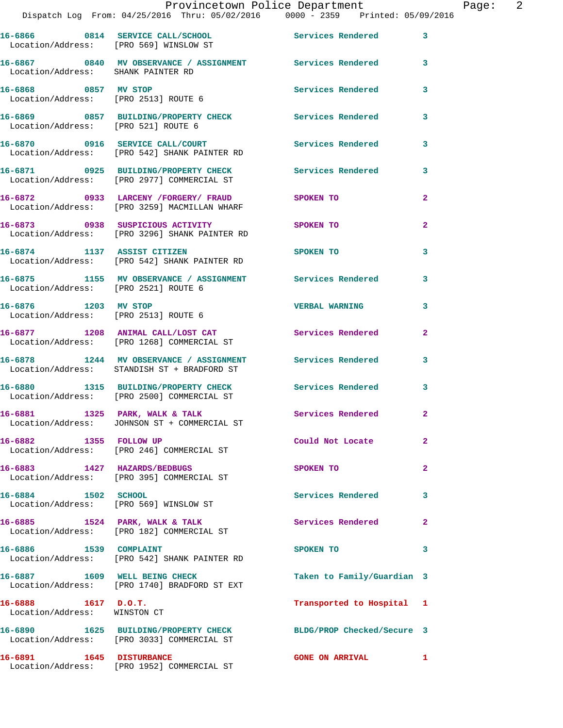16-6866 0814 SERVICE CALL/SCHOOL Services Rendered 3
Location/Address: [PRO 569] WINSLOW ST

16-6867 0840 MV OBSERVANCE / ASSIGNMENT Services Rendered 3
Location/Address: SHANK PAINTER RD

16-6868 0857 MV STOP Services Rendered 3
Location/Address: [PRO 2513] ROUTE 6

16-6869 0857 BUILDING/PROPERTY CHECK Services Rendered 3
Location/Address: [PRO 521] ROUTE 6

16-6870 0916 SERVICE CALL/COURT Services Rendered 3
Location/Address: [PRO 542] SHANK PAINTER RD

16-6871 0925 BUILDING/PROPERTY CHECK Services Rendered 3
Location/Address: [PRO 2977] COMMERCIAL ST

16-6872 0933 LARCENY /FORGERY/ FRAUD SPOKEN TO 2
Location/Address: [PRO 3259] MACMILLAN WHARF

16-6873 0938 SUSPICIOUS ACTIVITY SPOKEN TO 2
Location/Address: [PRO 3296] SHANK PAINTER RD

16-6874 1137 ASSIST CITIZEN SPOKEN TO 3
Location/Address: [PRO 542] SHANK PAINTER RD

16-6875 1155 MV OBSERVANCE / ASSIGNMENT Services Rendered 3
Location/Address: [PRO 2521] ROUTE 6

16-6876 1203 MV STOP VERBAL WARNING 3
Location/Address: [PRO 2513] ROUTE 6

16-6877 1208 ANIMAL CALL/LOST CAT Services Rendered 2
Location/Address: [PRO 1268] COMMERCIAL ST

16-6878 1244 MV OBSERVANCE / ASSIGNMENT Services Rendered 3
Location/Address: STANDISH ST + BRADFORD ST

16-6880 1315 BUILDING/PROPERTY CHECK Services Rendered 3
Location/Address: [PRO 2500] COMMERCIAL ST

16-6881 1325 PARK, WALK & TALK Services Rendered 2
Location/Address: JOHNSON ST + COMMERCIAL ST

16-6882 1355 FOLLOW UP Could Not Locate 2
Location/Address: [PRO 246] COMMERCIAL ST

16-6883 1427 HAZARDS/BEDBUGS SPOKEN TO 2
Location/Address: [PRO 395] COMMERCIAL ST

16-6884 1502 SCHOOL Services Rendered 3
Location/Address: [PRO 569] WINSLOW ST

16-6885 1524 PARK, WALK & TALK Services Rendered 2
Location/Address: [PRO 182] COMMERCIAL ST

16-6886 1539 COMPLAINT SPOKEN TO 3
Location/Address: [PRO 542] SHANK PAINTER RD

16-6887 1609 WELL BEING CHECK Taken to Family/Guardian 3
Location/Address: [PRO 1740] BRADFORD ST EXT

16-6888 1617 D.O.T. Transported to Hospital 1
Location/Address: WINSTON CT

16-6890 1625 BUILDING/PROPERTY CHECK BLDG/PROP Checked/Secure 3
Location/Address: [PRO 3033] COMMERCIAL ST

16-6891 1645 DISTURBANCE GONE ON ARRIVAL 1
Location/Address: [PRO 1952] COMMERCIAL ST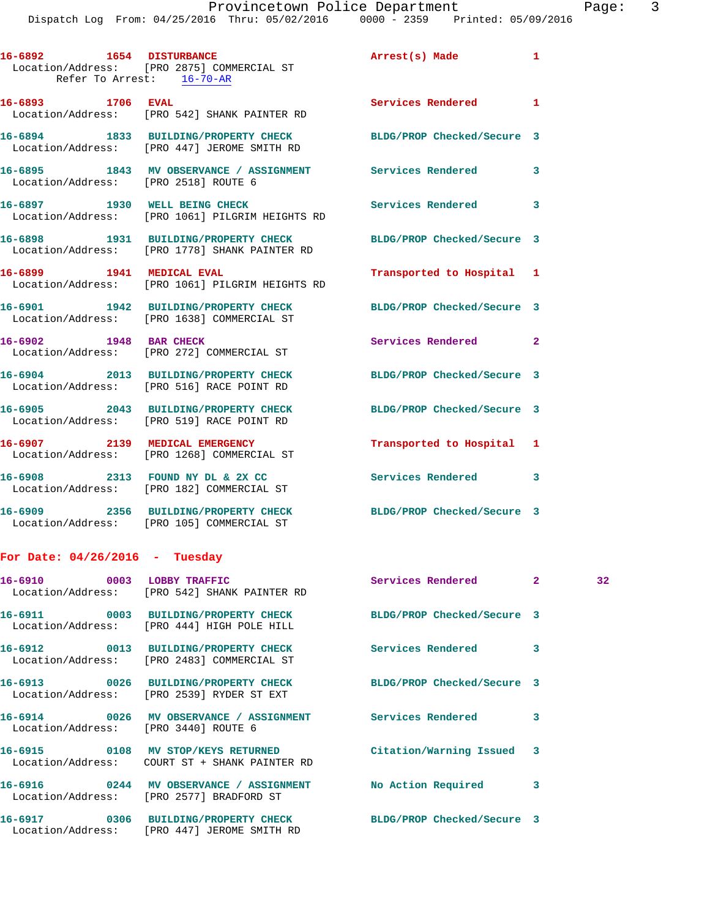16-6892 1654 DISTURBANCE Arrest(s) Made 1
Location/Address: [PRO 2875] COMMERCIAL ST
Refer To Arrest: 16-70-AR

16-6893 1706 EVAL Services Rendered 1
Location/Address: [PRO 542] SHANK PAINTER RD

16-6894 1833 BUILDING/PROPERTY CHECK BLDG/PROP Checked/Secure 3
Location/Address: [PRO 447] JEROME SMITH RD

16-6895 1843 MV OBSERVANCE / ASSIGNMENT Services Rendered 3
Location/Address: [PRO 2518] ROUTE 6

16-6897 1930 WELL BEING CHECK Services Rendered 3
Location/Address: [PRO 1061] PILGRIM HEIGHTS RD

16-6898 1931 BUILDING/PROPERTY CHECK BLDG/PROP Checked/Secure 3
Location/Address: [PRO 1778] SHANK PAINTER RD

16-6899 1941 MEDICAL EVAL Transported to Hospital 1
Location/Address: [PRO 1061] PILGRIM HEIGHTS RD

16-6901 1942 BUILDING/PROPERTY CHECK BLDG/PROP Checked/Secure 3
Location/Address: [PRO 1638] COMMERCIAL ST

16-6902 1948 BAR CHECK Services Rendered 2
Location/Address: [PRO 272] COMMERCIAL ST

16-6904 2013 BUILDING/PROPERTY CHECK BLDG/PROP Checked/Secure 3
Location/Address: [PRO 516] RACE POINT RD

16-6905 2043 BUILDING/PROPERTY CHECK BLDG/PROP Checked/Secure 3
Location/Address: [PRO 519] RACE POINT RD

16-6907 2139 MEDICAL EMERGENCY Transported to Hospital 1
Location/Address: [PRO 1268] COMMERCIAL ST

16-6908 2313 FOUND NY DL & 2X CC Services Rendered 3
Location/Address: [PRO 182] COMMERCIAL ST

16-6909 2356 BUILDING/PROPERTY CHECK BLDG/PROP Checked/Secure 3
Location/Address: [PRO 105] COMMERCIAL ST

**For Date: 04/26/2016 - Tuesday**

16-6910 0003 LOBBY TRAFFIC Services Rendered 2 32
Location/Address: [PRO 542] SHANK PAINTER RD

16-6911 0003 BUILDING/PROPERTY CHECK BLDG/PROP Checked/Secure 3
Location/Address: [PRO 444] HIGH POLE HILL

16-6912 0013 BUILDING/PROPERTY CHECK Services Rendered 3
Location/Address: [PRO 2483] COMMERCIAL ST

16-6913 0026 BUILDING/PROPERTY CHECK BLDG/PROP Checked/Secure 3
Location/Address: [PRO 2539] RYDER ST EXT

16-6914 0026 MV OBSERVANCE / ASSIGNMENT Services Rendered 3
Location/Address: [PRO 3440] ROUTE 6

16-6915 0108 MV STOP/KEYS RETURNED Citation/Warning Issued 3
Location/Address: COURT ST + SHANK PAINTER RD

16-6916 0244 MV OBSERVANCE / ASSIGNMENT No Action Required 3
Location/Address: [PRO 2577] BRADFORD ST

16-6917 0306 BUILDING/PROPERTY CHECK BLDG/PROP Checked/Secure 3
Location/Address: [PRO 447] JEROME SMITH RD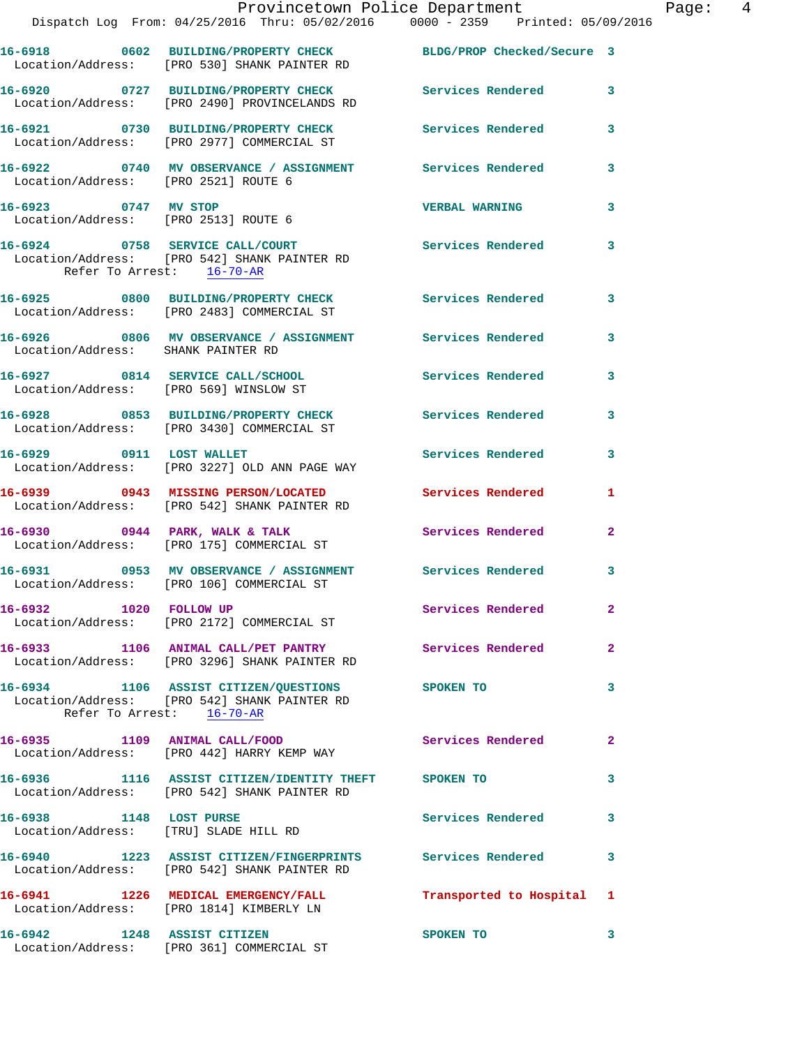| Call Number | Time | Call Reason | Action | Priority |
|---|---|---|---|---|
| 16-6918 | 0602 | BUILDING/PROPERTY CHECK | BLDG/PROP Checked/Secure | 3 |
| Location/Address: [PRO 530] SHANK PAINTER RD | | | | |
| 16-6920 | 0727 | BUILDING/PROPERTY CHECK | Services Rendered | 3 |
| Location/Address: [PRO 2490] PROVINCELANDS RD | | | | |
| 16-6921 | 0730 | BUILDING/PROPERTY CHECK | Services Rendered | 3 |
| Location/Address: [PRO 2977] COMMERCIAL ST | | | | |
| 16-6922 | 0740 | MV OBSERVANCE / ASSIGNMENT | Services Rendered | 3 |
| Location/Address: [PRO 2521] ROUTE 6 | | | | |
| 16-6923 | 0747 | MV STOP | VERBAL WARNING | 3 |
| Location/Address: [PRO 2513] ROUTE 6 | | | | |
| 16-6924 | 0758 | SERVICE CALL/COURT | Services Rendered | 3 |
| Location/Address: [PRO 542] SHANK PAINTER RD; Refer To Arrest: 16-70-AR | | | | |
| 16-6925 | 0800 | BUILDING/PROPERTY CHECK | Services Rendered | 3 |
| Location/Address: [PRO 2483] COMMERCIAL ST | | | | |
| 16-6926 | 0806 | MV OBSERVANCE / ASSIGNMENT | Services Rendered | 3 |
| Location/Address: SHANK PAINTER RD | | | | |
| 16-6927 | 0814 | SERVICE CALL/SCHOOL | Services Rendered | 3 |
| Location/Address: [PRO 569] WINSLOW ST | | | | |
| 16-6928 | 0853 | BUILDING/PROPERTY CHECK | Services Rendered | 3 |
| Location/Address: [PRO 3430] COMMERCIAL ST | | | | |
| 16-6929 | 0911 | LOST WALLET | Services Rendered | 3 |
| Location/Address: [PRO 3227] OLD ANN PAGE WAY | | | | |
| 16-6939 | 0943 | MISSING PERSON/LOCATED | Services Rendered | 1 |
| Location/Address: [PRO 542] SHANK PAINTER RD | | | | |
| 16-6930 | 0944 | PARK, WALK & TALK | Services Rendered | 2 |
| Location/Address: [PRO 175] COMMERCIAL ST | | | | |
| 16-6931 | 0953 | MV OBSERVANCE / ASSIGNMENT | Services Rendered | 3 |
| Location/Address: [PRO 106] COMMERCIAL ST | | | | |
| 16-6932 | 1020 | FOLLOW UP | Services Rendered | 2 |
| Location/Address: [PRO 2172] COMMERCIAL ST | | | | |
| 16-6933 | 1106 | ANIMAL CALL/PET PANTRY | Services Rendered | 2 |
| Location/Address: [PRO 3296] SHANK PAINTER RD | | | | |
| 16-6934 | 1106 | ASSIST CITIZEN/QUESTIONS | SPOKEN TO | 3 |
| Location/Address: [PRO 542] SHANK PAINTER RD; Refer To Arrest: 16-70-AR | | | | |
| 16-6935 | 1109 | ANIMAL CALL/FOOD | Services Rendered | 2 |
| Location/Address: [PRO 442] HARRY KEMP WAY | | | | |
| 16-6936 | 1116 | ASSIST CITIZEN/IDENTITY THEFT | SPOKEN TO | 3 |
| Location/Address: [PRO 542] SHANK PAINTER RD | | | | |
| 16-6938 | 1148 | LOST PURSE | Services Rendered | 3 |
| Location/Address: [TRU] SLADE HILL RD | | | | |
| 16-6940 | 1223 | ASSIST CITIZEN/FINGERPRINTS | Services Rendered | 3 |
| Location/Address: [PRO 542] SHANK PAINTER RD | | | | |
| 16-6941 | 1226 | MEDICAL EMERGENCY/FALL | Transported to Hospital | 1 |
| Location/Address: [PRO 1814] KIMBERLY LN | | | | |
| 16-6942 | 1248 | ASSIST CITIZEN | SPOKEN TO | 3 |
| Location/Address: [PRO 361] COMMERCIAL ST | | | | |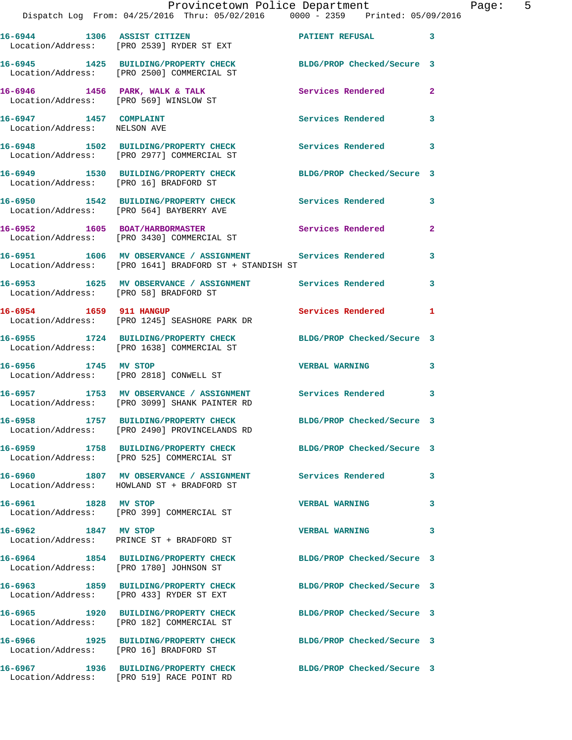Dispatch Log From: 04/25/2016 Thru: 05/02/2016 0000 - 2359 Printed: 05/09/2016

| Call Number | Time | Call Reason | Action | Priority |
|---|---|---|---|---|
| 16-6944 | 1306 | ASSIST CITIZEN | PATIENT REFUSAL | 3 |
| Location/Address: | | [PRO 2539] RYDER ST EXT | | |
| 16-6945 | 1425 | BUILDING/PROPERTY CHECK | BLDG/PROP Checked/Secure | 3 |
| Location/Address: | | [PRO 2500] COMMERCIAL ST | | |
| 16-6946 | 1456 | PARK, WALK & TALK | Services Rendered | 2 |
| Location/Address: | | [PRO 569] WINSLOW ST | | |
| 16-6947 | 1457 | COMPLAINT | Services Rendered | 3 |
| Location/Address: | | NELSON AVE | | |
| 16-6948 | 1502 | BUILDING/PROPERTY CHECK | Services Rendered | 3 |
| Location/Address: | | [PRO 2977] COMMERCIAL ST | | |
| 16-6949 | 1530 | BUILDING/PROPERTY CHECK | BLDG/PROP Checked/Secure | 3 |
| Location/Address: | | [PRO 16] BRADFORD ST | | |
| 16-6950 | 1542 | BUILDING/PROPERTY CHECK | Services Rendered | 3 |
| Location/Address: | | [PRO 564] BAYBERRY AVE | | |
| 16-6952 | 1605 | BOAT/HARBORMASTER | Services Rendered | 2 |
| Location/Address: | | [PRO 3430] COMMERCIAL ST | | |
| 16-6951 | 1606 | MV OBSERVANCE / ASSIGNMENT | Services Rendered | 3 |
| Location/Address: | | [PRO 1641] BRADFORD ST + STANDISH ST | | |
| 16-6953 | 1625 | MV OBSERVANCE / ASSIGNMENT | Services Rendered | 3 |
| Location/Address: | | [PRO 58] BRADFORD ST | | |
| 16-6954 | 1659 | 911 HANGUP | Services Rendered | 1 |
| Location/Address: | | [PRO 1245] SEASHORE PARK DR | | |
| 16-6955 | 1724 | BUILDING/PROPERTY CHECK | BLDG/PROP Checked/Secure | 3 |
| Location/Address: | | [PRO 1638] COMMERCIAL ST | | |
| 16-6956 | 1745 | MV STOP | VERBAL WARNING | 3 |
| Location/Address: | | [PRO 2818] CONWELL ST | | |
| 16-6957 | 1753 | MV OBSERVANCE / ASSIGNMENT | Services Rendered | 3 |
| Location/Address: | | [PRO 3099] SHANK PAINTER RD | | |
| 16-6958 | 1757 | BUILDING/PROPERTY CHECK | BLDG/PROP Checked/Secure | 3 |
| Location/Address: | | [PRO 2490] PROVINCELANDS RD | | |
| 16-6959 | 1758 | BUILDING/PROPERTY CHECK | BLDG/PROP Checked/Secure | 3 |
| Location/Address: | | [PRO 525] COMMERCIAL ST | | |
| 16-6960 | 1807 | MV OBSERVANCE / ASSIGNMENT | Services Rendered | 3 |
| Location/Address: | | HOWLAND ST + BRADFORD ST | | |
| 16-6961 | 1828 | MV STOP | VERBAL WARNING | 3 |
| Location/Address: | | [PRO 399] COMMERCIAL ST | | |
| 16-6962 | 1847 | MV STOP | VERBAL WARNING | 3 |
| Location/Address: | | PRINCE ST + BRADFORD ST | | |
| 16-6964 | 1854 | BUILDING/PROPERTY CHECK | BLDG/PROP Checked/Secure | 3 |
| Location/Address: | | [PRO 1780] JOHNSON ST | | |
| 16-6963 | 1859 | BUILDING/PROPERTY CHECK | BLDG/PROP Checked/Secure | 3 |
| Location/Address: | | [PRO 433] RYDER ST EXT | | |
| 16-6965 | 1920 | BUILDING/PROPERTY CHECK | BLDG/PROP Checked/Secure | 3 |
| Location/Address: | | [PRO 182] COMMERCIAL ST | | |
| 16-6966 | 1925 | BUILDING/PROPERTY CHECK | BLDG/PROP Checked/Secure | 3 |
| Location/Address: | | [PRO 16] BRADFORD ST | | |
| 16-6967 | 1936 | BUILDING/PROPERTY CHECK | BLDG/PROP Checked/Secure | 3 |
| Location/Address: | | [PRO 519] RACE POINT RD | | |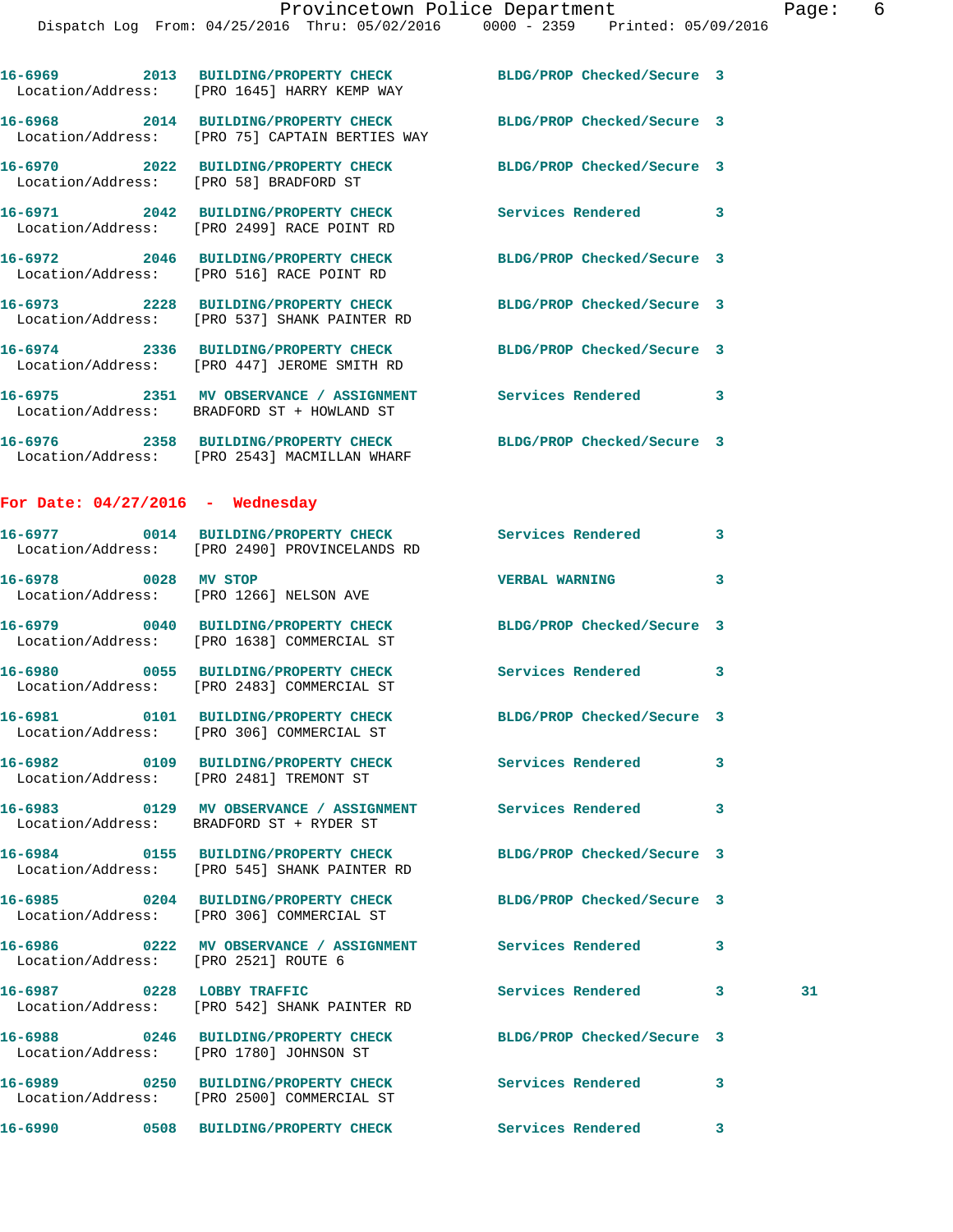16-6969 2013 BUILDING/PROPERTY CHECK BLDG/PROP Checked/Secure 3
Location/Address: [PRO 1645] HARRY KEMP WAY

16-6968 2014 BUILDING/PROPERTY CHECK BLDG/PROP Checked/Secure 3
Location/Address: [PRO 75] CAPTAIN BERTIES WAY

16-6970 2022 BUILDING/PROPERTY CHECK BLDG/PROP Checked/Secure 3
Location/Address: [PRO 58] BRADFORD ST

16-6971 2042 BUILDING/PROPERTY CHECK Services Rendered 3
Location/Address: [PRO 2499] RACE POINT RD

16-6972 2046 BUILDING/PROPERTY CHECK BLDG/PROP Checked/Secure 3
Location/Address: [PRO 516] RACE POINT RD

16-6973 2228 BUILDING/PROPERTY CHECK BLDG/PROP Checked/Secure 3
Location/Address: [PRO 537] SHANK PAINTER RD

16-6974 2336 BUILDING/PROPERTY CHECK BLDG/PROP Checked/Secure 3
Location/Address: [PRO 447] JEROME SMITH RD

16-6975 2351 MV OBSERVANCE / ASSIGNMENT Services Rendered 3
Location/Address: BRADFORD ST + HOWLAND ST

16-6976 2358 BUILDING/PROPERTY CHECK BLDG/PROP Checked/Secure 3
Location/Address: [PRO 2543] MACMILLAN WHARF

**For Date: 04/27/2016 - Wednesday**

16-6977 0014 BUILDING/PROPERTY CHECK Services Rendered 3
Location/Address: [PRO 2490] PROVINCELANDS RD

16-6978 0028 MV STOP VERBAL WARNING 3
Location/Address: [PRO 1266] NELSON AVE

16-6979 0040 BUILDING/PROPERTY CHECK BLDG/PROP Checked/Secure 3
Location/Address: [PRO 1638] COMMERCIAL ST

16-6980 0055 BUILDING/PROPERTY CHECK Services Rendered 3
Location/Address: [PRO 2483] COMMERCIAL ST

16-6981 0101 BUILDING/PROPERTY CHECK BLDG/PROP Checked/Secure 3
Location/Address: [PRO 306] COMMERCIAL ST

16-6982 0109 BUILDING/PROPERTY CHECK Services Rendered 3
Location/Address: [PRO 2481] TREMONT ST

16-6983 0129 MV OBSERVANCE / ASSIGNMENT Services Rendered 3
Location/Address: BRADFORD ST + RYDER ST

16-6984 0155 BUILDING/PROPERTY CHECK BLDG/PROP Checked/Secure 3
Location/Address: [PRO 545] SHANK PAINTER RD

16-6985 0204 BUILDING/PROPERTY CHECK BLDG/PROP Checked/Secure 3
Location/Address: [PRO 306] COMMERCIAL ST

16-6986 0222 MV OBSERVANCE / ASSIGNMENT Services Rendered 3
Location/Address: [PRO 2521] ROUTE 6

16-6987 0228 LOBBY TRAFFIC Services Rendered 3 31
Location/Address: [PRO 542] SHANK PAINTER RD

16-6988 0246 BUILDING/PROPERTY CHECK BLDG/PROP Checked/Secure 3
Location/Address: [PRO 1780] JOHNSON ST

16-6989 0250 BUILDING/PROPERTY CHECK Services Rendered 3
Location/Address: [PRO 2500] COMMERCIAL ST

16-6990 0508 BUILDING/PROPERTY CHECK Services Rendered 3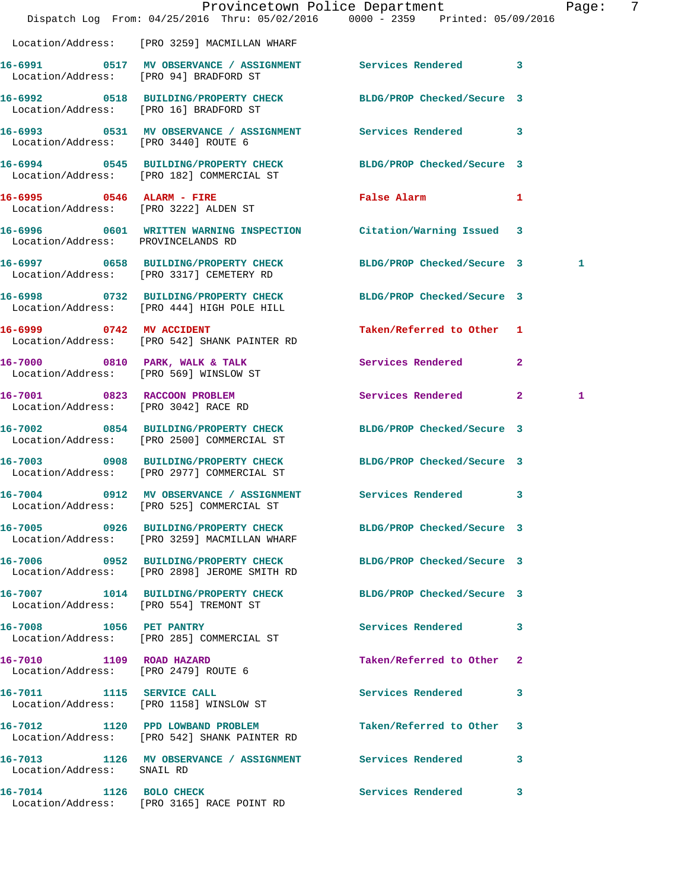Location/Address: [PRO 3259] MACMILLAN WHARF

| Call Number | Time | Call Reason | Action | Priority | |
|---|---|---|---|---|---|
| 16-6991 | 0517 | MV OBSERVANCE / ASSIGNMENT | Services Rendered | 3 | |
| | | Location/Address: [PRO 94] BRADFORD ST | | | |
| 16-6992 | 0518 | BUILDING/PROPERTY CHECK | BLDG/PROP Checked/Secure | 3 | |
| | | Location/Address: [PRO 16] BRADFORD ST | | | |
| 16-6993 | 0531 | MV OBSERVANCE / ASSIGNMENT | Services Rendered | 3 | |
| | | Location/Address: [PRO 3440] ROUTE 6 | | | |
| 16-6994 | 0545 | BUILDING/PROPERTY CHECK | BLDG/PROP Checked/Secure | 3 | |
| | | Location/Address: [PRO 182] COMMERCIAL ST | | | |
| 16-6995 | 0546 | ALARM - FIRE | False Alarm | 1 | |
| | | Location/Address: [PRO 3222] ALDEN ST | | | |
| 16-6996 | 0601 | WRITTEN WARNING INSPECTION | Citation/Warning Issued | 3 | |
| | | Location/Address: PROVINCELANDS RD | | | |
| 16-6997 | 0658 | BUILDING/PROPERTY CHECK | BLDG/PROP Checked/Secure | 3 | 1 |
| | | Location/Address: [PRO 3317] CEMETERY RD | | | |
| 16-6998 | 0732 | BUILDING/PROPERTY CHECK | BLDG/PROP Checked/Secure | 3 | |
| | | Location/Address: [PRO 444] HIGH POLE HILL | | | |
| 16-6999 | 0742 | MV ACCIDENT | Taken/Referred to Other | 1 | |
| | | Location/Address: [PRO 542] SHANK PAINTER RD | | | |
| 16-7000 | 0810 | PARK, WALK & TALK | Services Rendered | 2 | |
| | | Location/Address: [PRO 569] WINSLOW ST | | | |
| 16-7001 | 0823 | RACCOON PROBLEM | Services Rendered | 2 | 1 |
| | | Location/Address: [PRO 3042] RACE RD | | | |
| 16-7002 | 0854 | BUILDING/PROPERTY CHECK | BLDG/PROP Checked/Secure | 3 | |
| | | Location/Address: [PRO 2500] COMMERCIAL ST | | | |
| 16-7003 | 0908 | BUILDING/PROPERTY CHECK | BLDG/PROP Checked/Secure | 3 | |
| | | Location/Address: [PRO 2977] COMMERCIAL ST | | | |
| 16-7004 | 0912 | MV OBSERVANCE / ASSIGNMENT | Services Rendered | 3 | |
| | | Location/Address: [PRO 525] COMMERCIAL ST | | | |
| 16-7005 | 0926 | BUILDING/PROPERTY CHECK | BLDG/PROP Checked/Secure | 3 | |
| | | Location/Address: [PRO 3259] MACMILLAN WHARF | | | |
| 16-7006 | 0952 | BUILDING/PROPERTY CHECK | BLDG/PROP Checked/Secure | 3 | |
| | | Location/Address: [PRO 2898] JEROME SMITH RD | | | |
| 16-7007 | 1014 | BUILDING/PROPERTY CHECK | BLDG/PROP Checked/Secure | 3 | |
| | | Location/Address: [PRO 554] TREMONT ST | | | |
| 16-7008 | 1056 | PET PANTRY | Services Rendered | 3 | |
| | | Location/Address: [PRO 285] COMMERCIAL ST | | | |
| 16-7010 | 1109 | ROAD HAZARD | Taken/Referred to Other | 2 | |
| | | Location/Address: [PRO 2479] ROUTE 6 | | | |
| 16-7011 | 1115 | SERVICE CALL | Services Rendered | 3 | |
| | | Location/Address: [PRO 1158] WINSLOW ST | | | |
| 16-7012 | 1120 | PPD LOWBAND PROBLEM | Taken/Referred to Other | 3 | |
| | | Location/Address: [PRO 542] SHANK PAINTER RD | | | |
| 16-7013 | 1126 | MV OBSERVANCE / ASSIGNMENT | Services Rendered | 3 | |
| | | Location/Address: SNAIL RD | | | |
| 16-7014 | 1126 | BOLO CHECK | Services Rendered | 3 | |
| | | Location/Address: [PRO 3165] RACE POINT RD | | | |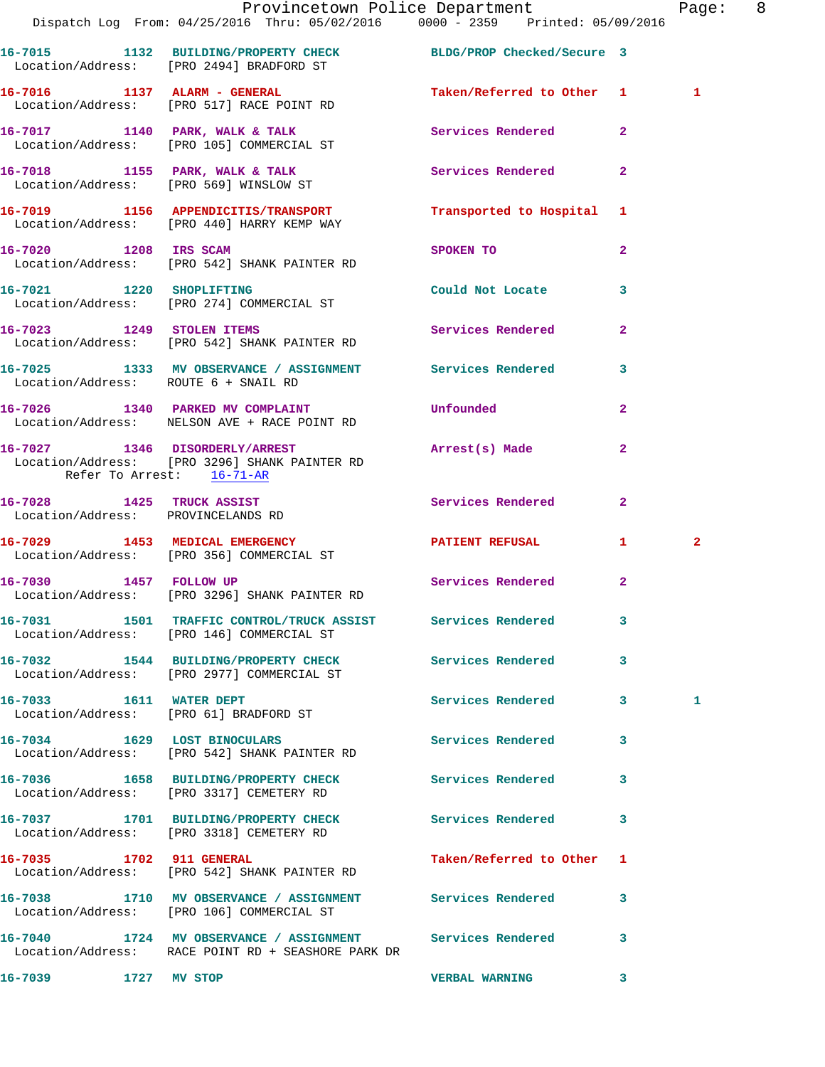16-7015 1132 BUILDING/PROPERTY CHECK BLDG/PROP Checked/Secure 3
Location/Address: [PRO 2494] BRADFORD ST

16-7016 1137 ALARM - GENERAL Taken/Referred to Other 1 1
Location/Address: [PRO 517] RACE POINT RD

16-7017 1140 PARK, WALK & TALK Services Rendered 2
Location/Address: [PRO 105] COMMERCIAL ST

16-7018 1155 PARK, WALK & TALK Services Rendered 2
Location/Address: [PRO 569] WINSLOW ST

16-7019 1156 APPENDICITIS/TRANSPORT Transported to Hospital 1
Location/Address: [PRO 440] HARRY KEMP WAY

16-7020 1208 IRS SCAM SPOKEN TO 2
Location/Address: [PRO 542] SHANK PAINTER RD

16-7021 1220 SHOPLIFTING Could Not Locate 3
Location/Address: [PRO 274] COMMERCIAL ST

16-7023 1249 STOLEN ITEMS Services Rendered 2
Location/Address: [PRO 542] SHANK PAINTER RD

16-7025 1333 MV OBSERVANCE / ASSIGNMENT Services Rendered 3
Location/Address: ROUTE 6 + SNAIL RD

16-7026 1340 PARKED MV COMPLAINT Unfounded 2
Location/Address: NELSON AVE + RACE POINT RD

16-7027 1346 DISORDERLY/ARREST Arrest(s) Made 2
Location/Address: [PRO 3296] SHANK PAINTER RD
Refer To Arrest: 16-71-AR

16-7028 1425 TRUCK ASSIST Services Rendered 2
Location/Address: PROVINCELANDS RD

16-7029 1453 MEDICAL EMERGENCY PATIENT REFUSAL 1 2
Location/Address: [PRO 356] COMMERCIAL ST

16-7030 1457 FOLLOW UP Services Rendered 2
Location/Address: [PRO 3296] SHANK PAINTER RD

16-7031 1501 TRAFFIC CONTROL/TRUCK ASSIST Services Rendered 3
Location/Address: [PRO 146] COMMERCIAL ST

16-7032 1544 BUILDING/PROPERTY CHECK Services Rendered 3
Location/Address: [PRO 2977] COMMERCIAL ST

16-7033 1611 WATER DEPT Services Rendered 3 1
Location/Address: [PRO 61] BRADFORD ST

16-7034 1629 LOST BINOCULARS Services Rendered 3
Location/Address: [PRO 542] SHANK PAINTER RD

16-7036 1658 BUILDING/PROPERTY CHECK Services Rendered 3
Location/Address: [PRO 3317] CEMETERY RD

16-7037 1701 BUILDING/PROPERTY CHECK Services Rendered 3
Location/Address: [PRO 3318] CEMETERY RD

16-7035 1702 911 GENERAL Taken/Referred to Other 1
Location/Address: [PRO 542] SHANK PAINTER RD

16-7038 1710 MV OBSERVANCE / ASSIGNMENT Services Rendered 3
Location/Address: [PRO 106] COMMERCIAL ST

16-7040 1724 MV OBSERVANCE / ASSIGNMENT Services Rendered 3
Location/Address: RACE POINT RD + SEASHORE PARK DR

16-7039 1727 MV STOP VERBAL WARNING 3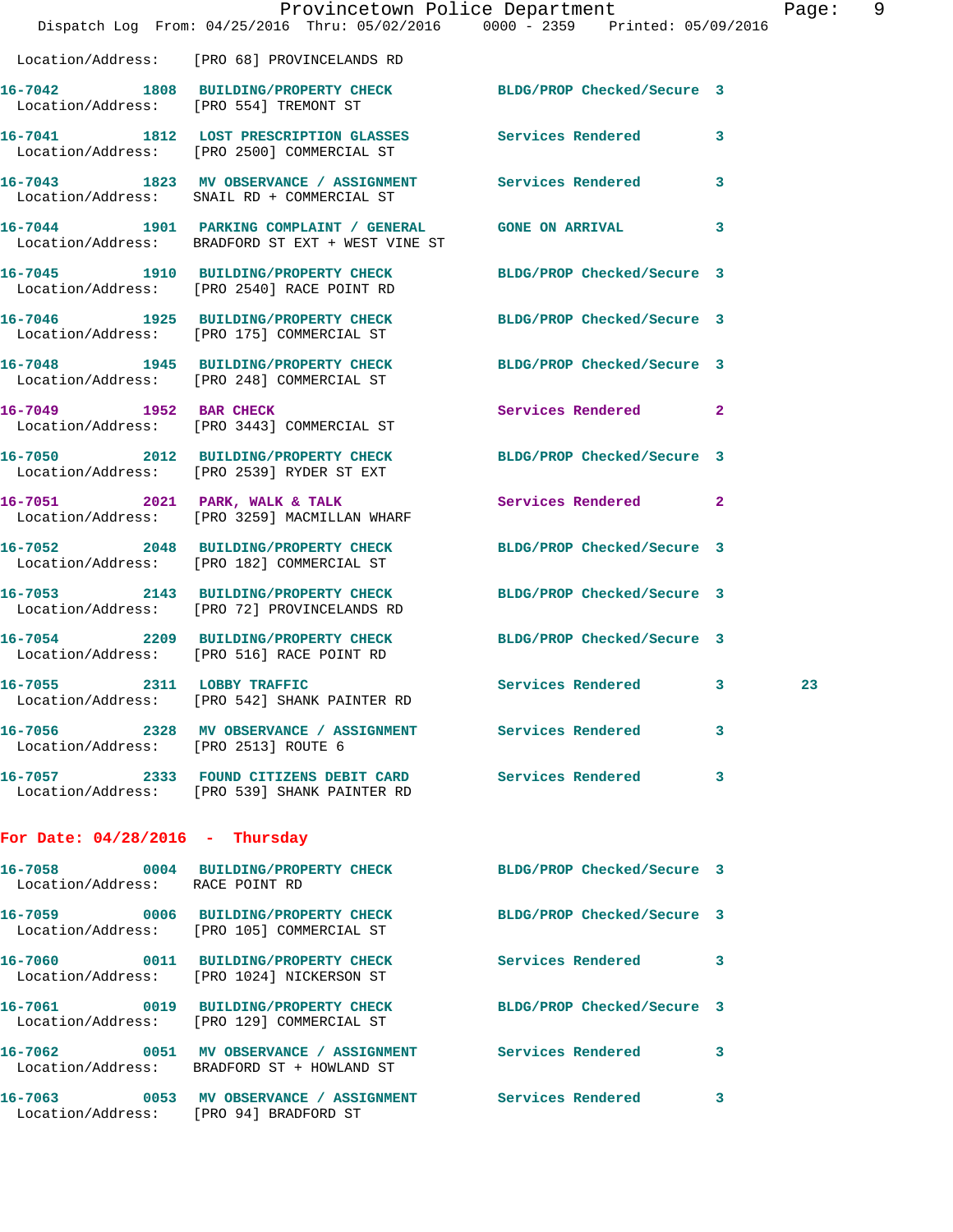Location/Address: [PRO 68] PROVINCELANDS RD

16-7042 1808 BUILDING/PROPERTY CHECK BLDG/PROP Checked/Secure 3
Location/Address: [PRO 554] TREMONT ST

16-7041 1812 LOST PRESCRIPTION GLASSES Services Rendered 3
Location/Address: [PRO 2500] COMMERCIAL ST

16-7043 1823 MV OBSERVANCE / ASSIGNMENT Services Rendered 3
Location/Address: SNAIL RD + COMMERCIAL ST

16-7044 1901 PARKING COMPLAINT / GENERAL GONE ON ARRIVAL 3
Location/Address: BRADFORD ST EXT + WEST VINE ST

16-7045 1910 BUILDING/PROPERTY CHECK BLDG/PROP Checked/Secure 3
Location/Address: [PRO 2540] RACE POINT RD

16-7046 1925 BUILDING/PROPERTY CHECK BLDG/PROP Checked/Secure 3
Location/Address: [PRO 175] COMMERCIAL ST

16-7048 1945 BUILDING/PROPERTY CHECK BLDG/PROP Checked/Secure 3
Location/Address: [PRO 248] COMMERCIAL ST

16-7049 1952 BAR CHECK Services Rendered 2
Location/Address: [PRO 3443] COMMERCIAL ST

16-7050 2012 BUILDING/PROPERTY CHECK BLDG/PROP Checked/Secure 3
Location/Address: [PRO 2539] RYDER ST EXT

16-7051 2021 PARK, WALK & TALK Services Rendered 2
Location/Address: [PRO 3259] MACMILLAN WHARF

16-7052 2048 BUILDING/PROPERTY CHECK BLDG/PROP Checked/Secure 3
Location/Address: [PRO 182] COMMERCIAL ST

16-7053 2143 BUILDING/PROPERTY CHECK BLDG/PROP Checked/Secure 3
Location/Address: [PRO 72] PROVINCELANDS RD

16-7054 2209 BUILDING/PROPERTY CHECK BLDG/PROP Checked/Secure 3
Location/Address: [PRO 516] RACE POINT RD

16-7055 2311 LOBBY TRAFFIC Services Rendered 3 23
Location/Address: [PRO 542] SHANK PAINTER RD

16-7056 2328 MV OBSERVANCE / ASSIGNMENT Services Rendered 3
Location/Address: [PRO 2513] ROUTE 6

16-7057 2333 FOUND CITIZENS DEBIT CARD Services Rendered 3
Location/Address: [PRO 539] SHANK PAINTER RD

**For Date: 04/28/2016 - Thursday**

16-7058 0004 BUILDING/PROPERTY CHECK BLDG/PROP Checked/Secure 3
Location/Address: RACE POINT RD

16-7059 0006 BUILDING/PROPERTY CHECK BLDG/PROP Checked/Secure 3
Location/Address: [PRO 105] COMMERCIAL ST

16-7060 0011 BUILDING/PROPERTY CHECK Services Rendered 3
Location/Address: [PRO 1024] NICKERSON ST

16-7061 0019 BUILDING/PROPERTY CHECK BLDG/PROP Checked/Secure 3
Location/Address: [PRO 129] COMMERCIAL ST

16-7062 0051 MV OBSERVANCE / ASSIGNMENT Services Rendered 3
Location/Address: BRADFORD ST + HOWLAND ST

16-7063 0053 MV OBSERVANCE / ASSIGNMENT Services Rendered 3
Location/Address: [PRO 94] BRADFORD ST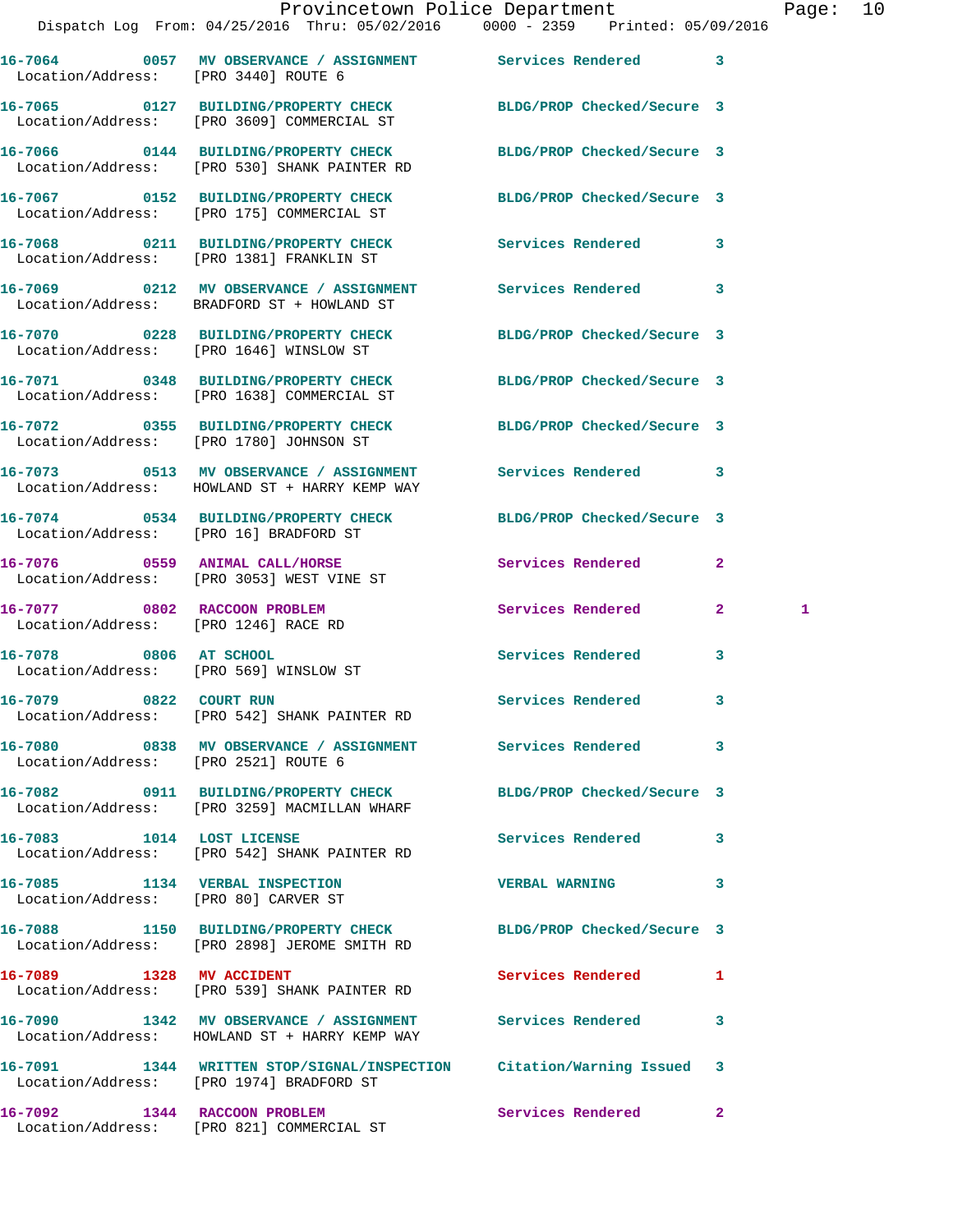| Call Number | Time | Call Reason | Action | Priority | |
|---|---|---|---|---|---|
| 16-7064 | 0057 | MV OBSERVANCE / ASSIGNMENT | Services Rendered | 3 | |
| Location/Address: [PRO 3440] ROUTE 6 | | | | | |
| 16-7065 | 0127 | BUILDING/PROPERTY CHECK | BLDG/PROP Checked/Secure | 3 | |
| Location/Address: [PRO 3609] COMMERCIAL ST | | | | | |
| 16-7066 | 0144 | BUILDING/PROPERTY CHECK | BLDG/PROP Checked/Secure | 3 | |
| Location/Address: [PRO 530] SHANK PAINTER RD | | | | | |
| 16-7067 | 0152 | BUILDING/PROPERTY CHECK | BLDG/PROP Checked/Secure | 3 | |
| Location/Address: [PRO 175] COMMERCIAL ST | | | | | |
| 16-7068 | 0211 | BUILDING/PROPERTY CHECK | Services Rendered | 3 | |
| Location/Address: [PRO 1381] FRANKLIN ST | | | | | |
| 16-7069 | 0212 | MV OBSERVANCE / ASSIGNMENT | Services Rendered | 3 | |
| Location/Address: BRADFORD ST + HOWLAND ST | | | | | |
| 16-7070 | 0228 | BUILDING/PROPERTY CHECK | BLDG/PROP Checked/Secure | 3 | |
| Location/Address: [PRO 1646] WINSLOW ST | | | | | |
| 16-7071 | 0348 | BUILDING/PROPERTY CHECK | BLDG/PROP Checked/Secure | 3 | |
| Location/Address: [PRO 1638] COMMERCIAL ST | | | | | |
| 16-7072 | 0355 | BUILDING/PROPERTY CHECK | BLDG/PROP Checked/Secure | 3 | |
| Location/Address: [PRO 1780] JOHNSON ST | | | | | |
| 16-7073 | 0513 | MV OBSERVANCE / ASSIGNMENT | Services Rendered | 3 | |
| Location/Address: HOWLAND ST + HARRY KEMP WAY | | | | | |
| 16-7074 | 0534 | BUILDING/PROPERTY CHECK | BLDG/PROP Checked/Secure | 3 | |
| Location/Address: [PRO 16] BRADFORD ST | | | | | |
| 16-7076 | 0559 | ANIMAL CALL/HORSE | Services Rendered | 2 | |
| Location/Address: [PRO 3053] WEST VINE ST | | | | | |
| 16-7077 | 0802 | RACCOON PROBLEM | Services Rendered | 2 | 1 |
| Location/Address: [PRO 1246] RACE RD | | | | | |
| 16-7078 | 0806 | AT SCHOOL | Services Rendered | 3 | |
| Location/Address: [PRO 569] WINSLOW ST | | | | | |
| 16-7079 | 0822 | COURT RUN | Services Rendered | 3 | |
| Location/Address: [PRO 542] SHANK PAINTER RD | | | | | |
| 16-7080 | 0838 | MV OBSERVANCE / ASSIGNMENT | Services Rendered | 3 | |
| Location/Address: [PRO 2521] ROUTE 6 | | | | | |
| 16-7082 | 0911 | BUILDING/PROPERTY CHECK | BLDG/PROP Checked/Secure | 3 | |
| Location/Address: [PRO 3259] MACMILLAN WHARF | | | | | |
| 16-7083 | 1014 | LOST LICENSE | Services Rendered | 3 | |
| Location/Address: [PRO 542] SHANK PAINTER RD | | | | | |
| 16-7085 | 1134 | VERBAL INSPECTION | VERBAL WARNING | 3 | |
| Location/Address: [PRO 80] CARVER ST | | | | | |
| 16-7088 | 1150 | BUILDING/PROPERTY CHECK | BLDG/PROP Checked/Secure | 3 | |
| Location/Address: [PRO 2898] JEROME SMITH RD | | | | | |
| 16-7089 | 1328 | MV ACCIDENT | Services Rendered | 1 | |
| Location/Address: [PRO 539] SHANK PAINTER RD | | | | | |
| 16-7090 | 1342 | MV OBSERVANCE / ASSIGNMENT | Services Rendered | 3 | |
| Location/Address: HOWLAND ST + HARRY KEMP WAY | | | | | |
| 16-7091 | 1344 | WRITTEN STOP/SIGNAL/INSPECTION | Citation/Warning Issued | 3 | |
| Location/Address: [PRO 1974] BRADFORD ST | | | | | |
| 16-7092 | 1344 | RACCOON PROBLEM | Services Rendered | 2 | |
| Location/Address: [PRO 821] COMMERCIAL ST | | | | | |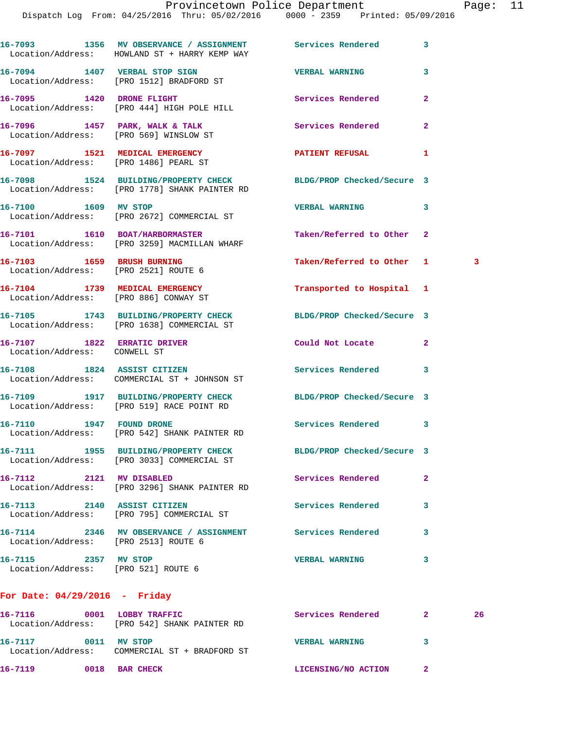16-7093 1356 MV OBSERVANCE / ASSIGNMENT Services Rendered 3
Location/Address: HOWLAND ST + HARRY KEMP WAY

16-7094 1407 VERBAL STOP SIGN VERBAL WARNING 3
Location/Address: [PRO 1512] BRADFORD ST

16-7095 1420 DRONE FLIGHT Services Rendered 2
Location/Address: [PRO 444] HIGH POLE HILL

16-7096 1457 PARK, WALK & TALK Services Rendered 2
Location/Address: [PRO 569] WINSLOW ST

16-7097 1521 MEDICAL EMERGENCY PATIENT REFUSAL 1
Location/Address: [PRO 1486] PEARL ST

16-7098 1524 BUILDING/PROPERTY CHECK BLDG/PROP Checked/Secure 3
Location/Address: [PRO 1778] SHANK PAINTER RD

16-7100 1609 MV STOP VERBAL WARNING 3
Location/Address: [PRO 2672] COMMERCIAL ST

16-7101 1610 BOAT/HARBORMASTER Taken/Referred to Other 2
Location/Address: [PRO 3259] MACMILLAN WHARF

16-7103 1659 BRUSH BURNING Taken/Referred to Other 1 3
Location/Address: [PRO 2521] ROUTE 6

16-7104 1739 MEDICAL EMERGENCY Transported to Hospital 1
Location/Address: [PRO 886] CONWAY ST

16-7105 1743 BUILDING/PROPERTY CHECK BLDG/PROP Checked/Secure 3
Location/Address: [PRO 1638] COMMERCIAL ST

16-7107 1822 ERRATIC DRIVER Could Not Locate 2
Location/Address: CONWELL ST

16-7108 1824 ASSIST CITIZEN Services Rendered 3
Location/Address: COMMERCIAL ST + JOHNSON ST

16-7109 1917 BUILDING/PROPERTY CHECK BLDG/PROP Checked/Secure 3
Location/Address: [PRO 519] RACE POINT RD

16-7110 1947 FOUND DRONE Services Rendered 3
Location/Address: [PRO 542] SHANK PAINTER RD

16-7111 1955 BUILDING/PROPERTY CHECK BLDG/PROP Checked/Secure 3
Location/Address: [PRO 3033] COMMERCIAL ST

16-7112 2121 MV DISABLED Services Rendered 2
Location/Address: [PRO 3296] SHANK PAINTER RD

16-7113 2140 ASSIST CITIZEN Services Rendered 3
Location/Address: [PRO 795] COMMERCIAL ST

16-7114 2346 MV OBSERVANCE / ASSIGNMENT Services Rendered 3
Location/Address: [PRO 2513] ROUTE 6

16-7115 2357 MV STOP VERBAL WARNING 3
Location/Address: [PRO 521] ROUTE 6

**For Date: 04/29/2016 - Friday**

16-7116 0001 LOBBY TRAFFIC Services Rendered 2 26
Location/Address: [PRO 542] SHANK PAINTER RD

16-7117 0011 MV STOP VERBAL WARNING 3
Location/Address: COMMERCIAL ST + BRADFORD ST

16-7119 0018 BAR CHECK LICENSING/NO ACTION 2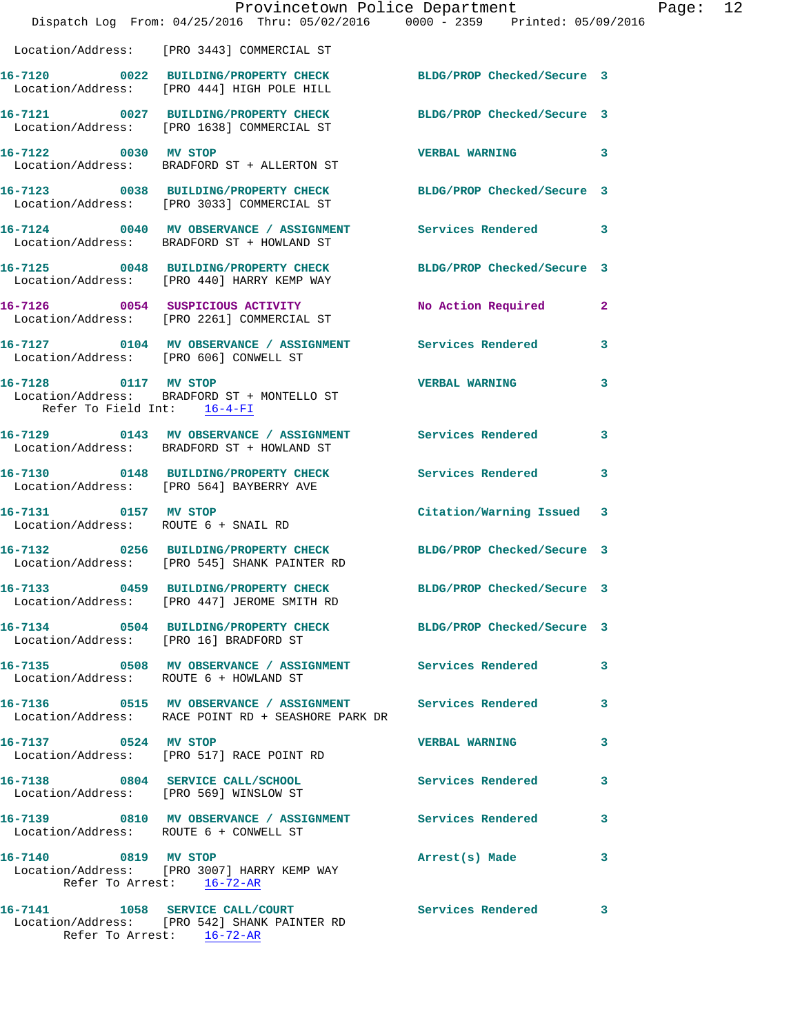Location/Address: [PRO 3443] COMMERCIAL ST

**16-7120** 0022 **BUILDING/PROPERTY CHECK** BLDG/PROP Checked/Secure 3
Location/Address: [PRO 444] HIGH POLE HILL

**16-7121** 0027 **BUILDING/PROPERTY CHECK** BLDG/PROP Checked/Secure 3
Location/Address: [PRO 1638] COMMERCIAL ST

**16-7122** 0030 **MV STOP** VERBAL WARNING 3
Location/Address: BRADFORD ST + ALLERTON ST

**16-7123** 0038 **BUILDING/PROPERTY CHECK** BLDG/PROP Checked/Secure 3
Location/Address: [PRO 3033] COMMERCIAL ST

**16-7124** 0040 **MV OBSERVANCE / ASSIGNMENT** Services Rendered 3
Location/Address: BRADFORD ST + HOWLAND ST

**16-7125** 0048 **BUILDING/PROPERTY CHECK** BLDG/PROP Checked/Secure 3
Location/Address: [PRO 440] HARRY KEMP WAY

**16-7126** 0054 **SUSPICIOUS ACTIVITY** No Action Required 2
Location/Address: [PRO 2261] COMMERCIAL ST

**16-7127** 0104 **MV OBSERVANCE / ASSIGNMENT** Services Rendered 3
Location/Address: [PRO 606] CONWELL ST

**16-7128** 0117 **MV STOP** VERBAL WARNING 3
Location/Address: BRADFORD ST + MONTELLO ST
Refer To Field Int: 16-4-FI

**16-7129** 0143 **MV OBSERVANCE / ASSIGNMENT** Services Rendered 3
Location/Address: BRADFORD ST + HOWLAND ST

**16-7130** 0148 **BUILDING/PROPERTY CHECK** Services Rendered 3
Location/Address: [PRO 564] BAYBERRY AVE

**16-7131** 0157 **MV STOP** Citation/Warning Issued 3
Location/Address: ROUTE 6 + SNAIL RD

**16-7132** 0256 **BUILDING/PROPERTY CHECK** BLDG/PROP Checked/Secure 3
Location/Address: [PRO 545] SHANK PAINTER RD

**16-7133** 0459 **BUILDING/PROPERTY CHECK** BLDG/PROP Checked/Secure 3
Location/Address: [PRO 447] JEROME SMITH RD

**16-7134** 0504 **BUILDING/PROPERTY CHECK** BLDG/PROP Checked/Secure 3
Location/Address: [PRO 16] BRADFORD ST

**16-7135** 0508 **MV OBSERVANCE / ASSIGNMENT** Services Rendered 3
Location/Address: ROUTE 6 + HOWLAND ST

**16-7136** 0515 **MV OBSERVANCE / ASSIGNMENT** Services Rendered 3
Location/Address: RACE POINT RD + SEASHORE PARK DR

**16-7137** 0524 **MV STOP** VERBAL WARNING 3
Location/Address: [PRO 517] RACE POINT RD

**16-7138** 0804 **SERVICE CALL/SCHOOL** Services Rendered 3
Location/Address: [PRO 569] WINSLOW ST

**16-7139** 0810 **MV OBSERVANCE / ASSIGNMENT** Services Rendered 3
Location/Address: ROUTE 6 + CONWELL ST

**16-7140** 0819 **MV STOP** Arrest(s) Made 3
Location/Address: [PRO 3007] HARRY KEMP WAY
Refer To Arrest: 16-72-AR

**16-7141** 1058 **SERVICE CALL/COURT** Services Rendered 3
Location/Address: [PRO 542] SHANK PAINTER RD
Refer To Arrest: 16-72-AR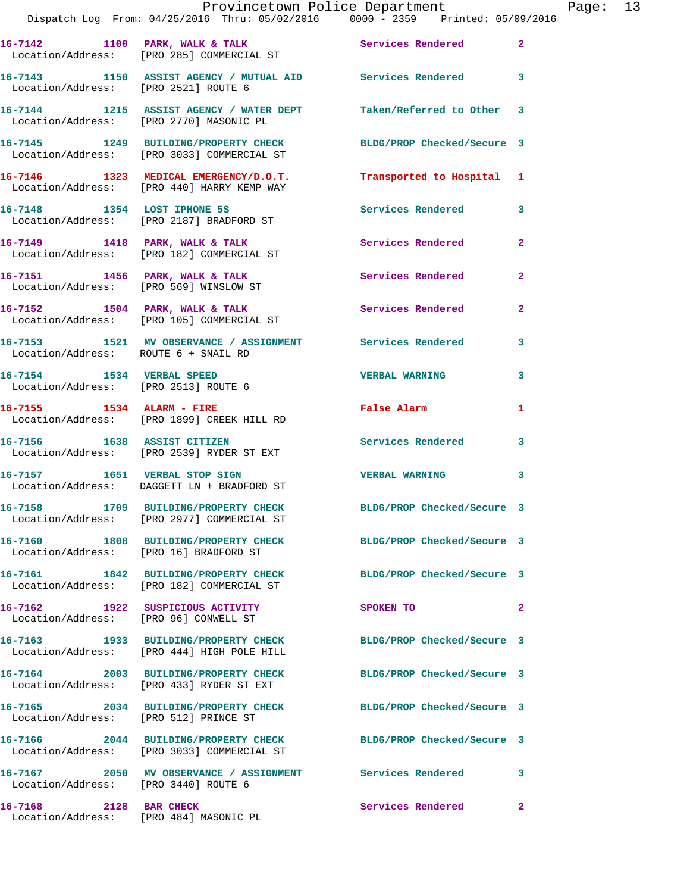| Call # | Time | Call Reason | Action | Priority |
|---|---|---|---|---|
| 16-7142 | 1100 | PARK, WALK & TALK | Services Rendered | 2 |
| Location/Address: [PRO 285] COMMERCIAL ST | | | | |
| 16-7143 | 1150 | ASSIST AGENCY / MUTUAL AID | Services Rendered | 3 |
| Location/Address: [PRO 2521] ROUTE 6 | | | | |
| 16-7144 | 1215 | ASSIST AGENCY / WATER DEPT | Taken/Referred to Other | 3 |
| Location/Address: [PRO 2770] MASONIC PL | | | | |
| 16-7145 | 1249 | BUILDING/PROPERTY CHECK | BLDG/PROP Checked/Secure | 3 |
| Location/Address: [PRO 3033] COMMERCIAL ST | | | | |
| 16-7146 | 1323 | MEDICAL EMERGENCY/D.O.T. | Transported to Hospital | 1 |
| Location/Address: [PRO 440] HARRY KEMP WAY | | | | |
| 16-7148 | 1354 | LOST IPHONE 5S | Services Rendered | 3 |
| Location/Address: [PRO 2187] BRADFORD ST | | | | |
| 16-7149 | 1418 | PARK, WALK & TALK | Services Rendered | 2 |
| Location/Address: [PRO 182] COMMERCIAL ST | | | | |
| 16-7151 | 1456 | PARK, WALK & TALK | Services Rendered | 2 |
| Location/Address: [PRO 569] WINSLOW ST | | | | |
| 16-7152 | 1504 | PARK, WALK & TALK | Services Rendered | 2 |
| Location/Address: [PRO 105] COMMERCIAL ST | | | | |
| 16-7153 | 1521 | MV OBSERVANCE / ASSIGNMENT | Services Rendered | 3 |
| Location/Address: ROUTE 6 + SNAIL RD | | | | |
| 16-7154 | 1534 | VERBAL SPEED | VERBAL WARNING | 3 |
| Location/Address: [PRO 2513] ROUTE 6 | | | | |
| 16-7155 | 1534 | ALARM - FIRE | False Alarm | 1 |
| Location/Address: [PRO 1899] CREEK HILL RD | | | | |
| 16-7156 | 1638 | ASSIST CITIZEN | Services Rendered | 3 |
| Location/Address: [PRO 2539] RYDER ST EXT | | | | |
| 16-7157 | 1651 | VERBAL STOP SIGN | VERBAL WARNING | 3 |
| Location/Address: DAGGETT LN + BRADFORD ST | | | | |
| 16-7158 | 1709 | BUILDING/PROPERTY CHECK | BLDG/PROP Checked/Secure | 3 |
| Location/Address: [PRO 2977] COMMERCIAL ST | | | | |
| 16-7160 | 1808 | BUILDING/PROPERTY CHECK | BLDG/PROP Checked/Secure | 3 |
| Location/Address: [PRO 16] BRADFORD ST | | | | |
| 16-7161 | 1842 | BUILDING/PROPERTY CHECK | BLDG/PROP Checked/Secure | 3 |
| Location/Address: [PRO 182] COMMERCIAL ST | | | | |
| 16-7162 | 1922 | SUSPICIOUS ACTIVITY | SPOKEN TO | 2 |
| Location/Address: [PRO 96] CONWELL ST | | | | |
| 16-7163 | 1933 | BUILDING/PROPERTY CHECK | BLDG/PROP Checked/Secure | 3 |
| Location/Address: [PRO 444] HIGH POLE HILL | | | | |
| 16-7164 | 2003 | BUILDING/PROPERTY CHECK | BLDG/PROP Checked/Secure | 3 |
| Location/Address: [PRO 433] RYDER ST EXT | | | | |
| 16-7165 | 2034 | BUILDING/PROPERTY CHECK | BLDG/PROP Checked/Secure | 3 |
| Location/Address: [PRO 512] PRINCE ST | | | | |
| 16-7166 | 2044 | BUILDING/PROPERTY CHECK | BLDG/PROP Checked/Secure | 3 |
| Location/Address: [PRO 3033] COMMERCIAL ST | | | | |
| 16-7167 | 2050 | MV OBSERVANCE / ASSIGNMENT | Services Rendered | 3 |
| Location/Address: [PRO 3440] ROUTE 6 | | | | |
| 16-7168 | 2128 | BAR CHECK | Services Rendered | 2 |
| Location/Address: [PRO 484] MASONIC PL | | | | |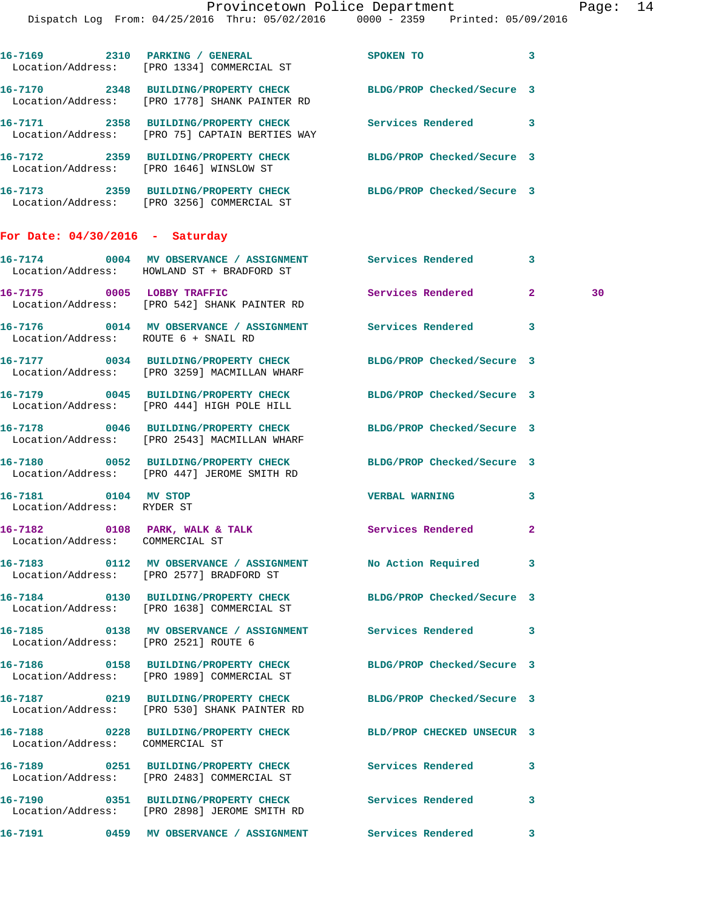16-7169 2310 PARKING / GENERAL SPOKEN TO 3
Location/Address: [PRO 1334] COMMERCIAL ST

16-7170 2348 BUILDING/PROPERTY CHECK BLDG/PROP Checked/Secure 3
Location/Address: [PRO 1778] SHANK PAINTER RD

16-7171 2358 BUILDING/PROPERTY CHECK Services Rendered 3
Location/Address: [PRO 75] CAPTAIN BERTIES WAY

16-7172 2359 BUILDING/PROPERTY CHECK BLDG/PROP Checked/Secure 3
Location/Address: [PRO 1646] WINSLOW ST

16-7173 2359 BUILDING/PROPERTY CHECK BLDG/PROP Checked/Secure 3
Location/Address: [PRO 3256] COMMERCIAL ST

**For Date: 04/30/2016 - Saturday**

16-7174 0004 MV OBSERVANCE / ASSIGNMENT Services Rendered 3
Location/Address: HOWLAND ST + BRADFORD ST

16-7175 0005 LOBBY TRAFFIC Services Rendered 2 30
Location/Address: [PRO 542] SHANK PAINTER RD

16-7176 0014 MV OBSERVANCE / ASSIGNMENT Services Rendered 3
Location/Address: ROUTE 6 + SNAIL RD

16-7177 0034 BUILDING/PROPERTY CHECK BLDG/PROP Checked/Secure 3
Location/Address: [PRO 3259] MACMILLAN WHARF

16-7179 0045 BUILDING/PROPERTY CHECK BLDG/PROP Checked/Secure 3
Location/Address: [PRO 444] HIGH POLE HILL

16-7178 0046 BUILDING/PROPERTY CHECK BLDG/PROP Checked/Secure 3
Location/Address: [PRO 2543] MACMILLAN WHARF

16-7180 0052 BUILDING/PROPERTY CHECK BLDG/PROP Checked/Secure 3
Location/Address: [PRO 447] JEROME SMITH RD

16-7181 0104 MV STOP VERBAL WARNING 3
Location/Address: RYDER ST

16-7182 0108 PARK, WALK & TALK Services Rendered 2
Location/Address: COMMERCIAL ST

16-7183 0112 MV OBSERVANCE / ASSIGNMENT No Action Required 3
Location/Address: [PRO 2577] BRADFORD ST

16-7184 0130 BUILDING/PROPERTY CHECK BLDG/PROP Checked/Secure 3
Location/Address: [PRO 1638] COMMERCIAL ST

16-7185 0138 MV OBSERVANCE / ASSIGNMENT Services Rendered 3
Location/Address: [PRO 2521] ROUTE 6

16-7186 0158 BUILDING/PROPERTY CHECK BLDG/PROP Checked/Secure 3
Location/Address: [PRO 1989] COMMERCIAL ST

16-7187 0219 BUILDING/PROPERTY CHECK BLDG/PROP Checked/Secure 3
Location/Address: [PRO 530] SHANK PAINTER RD

16-7188 0228 BUILDING/PROPERTY CHECK BLD/PROP CHECKED UNSECUR 3
Location/Address: COMMERCIAL ST

16-7189 0251 BUILDING/PROPERTY CHECK Services Rendered 3
Location/Address: [PRO 2483] COMMERCIAL ST

16-7190 0351 BUILDING/PROPERTY CHECK Services Rendered 3
Location/Address: [PRO 2898] JEROME SMITH RD

16-7191 0459 MV OBSERVANCE / ASSIGNMENT Services Rendered 3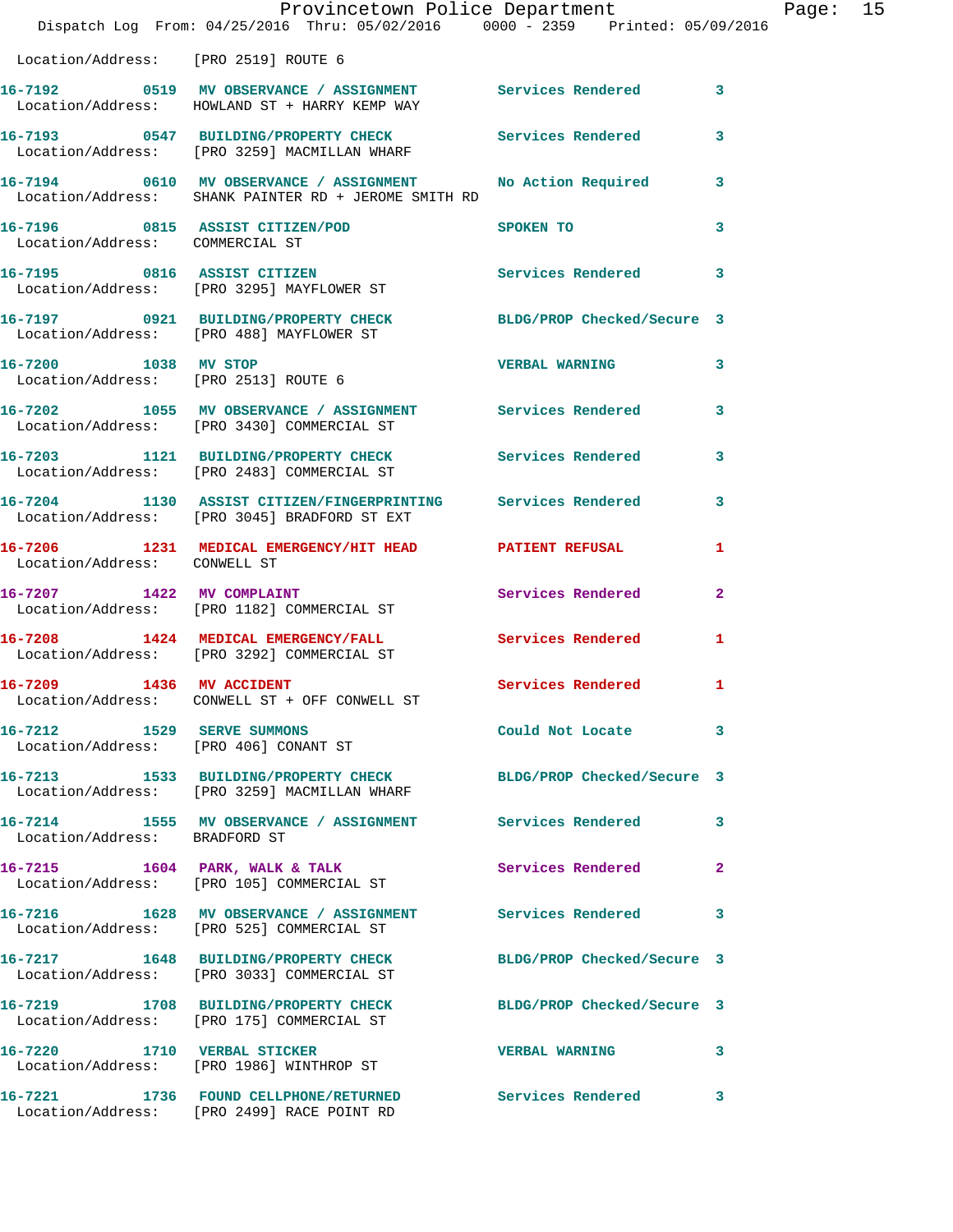Location/Address: [PRO 2519] ROUTE 6

| Call # | Time | Call Reason | Action | Priority |
|---|---|---|---|---|
| 16-7192 | 0519 | MV OBSERVANCE / ASSIGNMENT | Services Rendered | 3 |
| Location/Address: HOWLAND ST + HARRY KEMP WAY | | | | |
| 16-7193 | 0547 | BUILDING/PROPERTY CHECK | Services Rendered | 3 |
| Location/Address: [PRO 3259] MACMILLAN WHARF | | | | |
| 16-7194 | 0610 | MV OBSERVANCE / ASSIGNMENT | No Action Required | 3 |
| Location/Address: SHANK PAINTER RD + JEROME SMITH RD | | | | |
| 16-7196 | 0815 | ASSIST CITIZEN/POD | SPOKEN TO | 3 |
| Location/Address: COMMERCIAL ST | | | | |
| 16-7195 | 0816 | ASSIST CITIZEN | Services Rendered | 3 |
| Location/Address: [PRO 3295] MAYFLOWER ST | | | | |
| 16-7197 | 0921 | BUILDING/PROPERTY CHECK | BLDG/PROP Checked/Secure | 3 |
| Location/Address: [PRO 488] MAYFLOWER ST | | | | |
| 16-7200 | 1038 | MV STOP | VERBAL WARNING | 3 |
| Location/Address: [PRO 2513] ROUTE 6 | | | | |
| 16-7202 | 1055 | MV OBSERVANCE / ASSIGNMENT | Services Rendered | 3 |
| Location/Address: [PRO 3430] COMMERCIAL ST | | | | |
| 16-7203 | 1121 | BUILDING/PROPERTY CHECK | Services Rendered | 3 |
| Location/Address: [PRO 2483] COMMERCIAL ST | | | | |
| 16-7204 | 1130 | ASSIST CITIZEN/FINGERPRINTING | Services Rendered | 3 |
| Location/Address: [PRO 3045] BRADFORD ST EXT | | | | |
| 16-7206 | 1231 | MEDICAL EMERGENCY/HIT HEAD | PATIENT REFUSAL | 1 |
| Location/Address: CONWELL ST | | | | |
| 16-7207 | 1422 | MV COMPLAINT | Services Rendered | 2 |
| Location/Address: [PRO 1182] COMMERCIAL ST | | | | |
| 16-7208 | 1424 | MEDICAL EMERGENCY/FALL | Services Rendered | 1 |
| Location/Address: [PRO 3292] COMMERCIAL ST | | | | |
| 16-7209 | 1436 | MV ACCIDENT | Services Rendered | 1 |
| Location/Address: CONWELL ST + OFF CONWELL ST | | | | |
| 16-7212 | 1529 | SERVE SUMMONS | Could Not Locate | 3 |
| Location/Address: [PRO 406] CONANT ST | | | | |
| 16-7213 | 1533 | BUILDING/PROPERTY CHECK | BLDG/PROP Checked/Secure | 3 |
| Location/Address: [PRO 3259] MACMILLAN WHARF | | | | |
| 16-7214 | 1555 | MV OBSERVANCE / ASSIGNMENT | Services Rendered | 3 |
| Location/Address: BRADFORD ST | | | | |
| 16-7215 | 1604 | PARK, WALK & TALK | Services Rendered | 2 |
| Location/Address: [PRO 105] COMMERCIAL ST | | | | |
| 16-7216 | 1628 | MV OBSERVANCE / ASSIGNMENT | Services Rendered | 3 |
| Location/Address: [PRO 525] COMMERCIAL ST | | | | |
| 16-7217 | 1648 | BUILDING/PROPERTY CHECK | BLDG/PROP Checked/Secure | 3 |
| Location/Address: [PRO 3033] COMMERCIAL ST | | | | |
| 16-7219 | 1708 | BUILDING/PROPERTY CHECK | BLDG/PROP Checked/Secure | 3 |
| Location/Address: [PRO 175] COMMERCIAL ST | | | | |
| 16-7220 | 1710 | VERBAL STICKER | VERBAL WARNING | 3 |
| Location/Address: [PRO 1986] WINTHROP ST | | | | |
| 16-7221 | 1736 | FOUND CELLPHONE/RETURNED | Services Rendered | 3 |
| Location/Address: [PRO 2499] RACE POINT RD | | | | |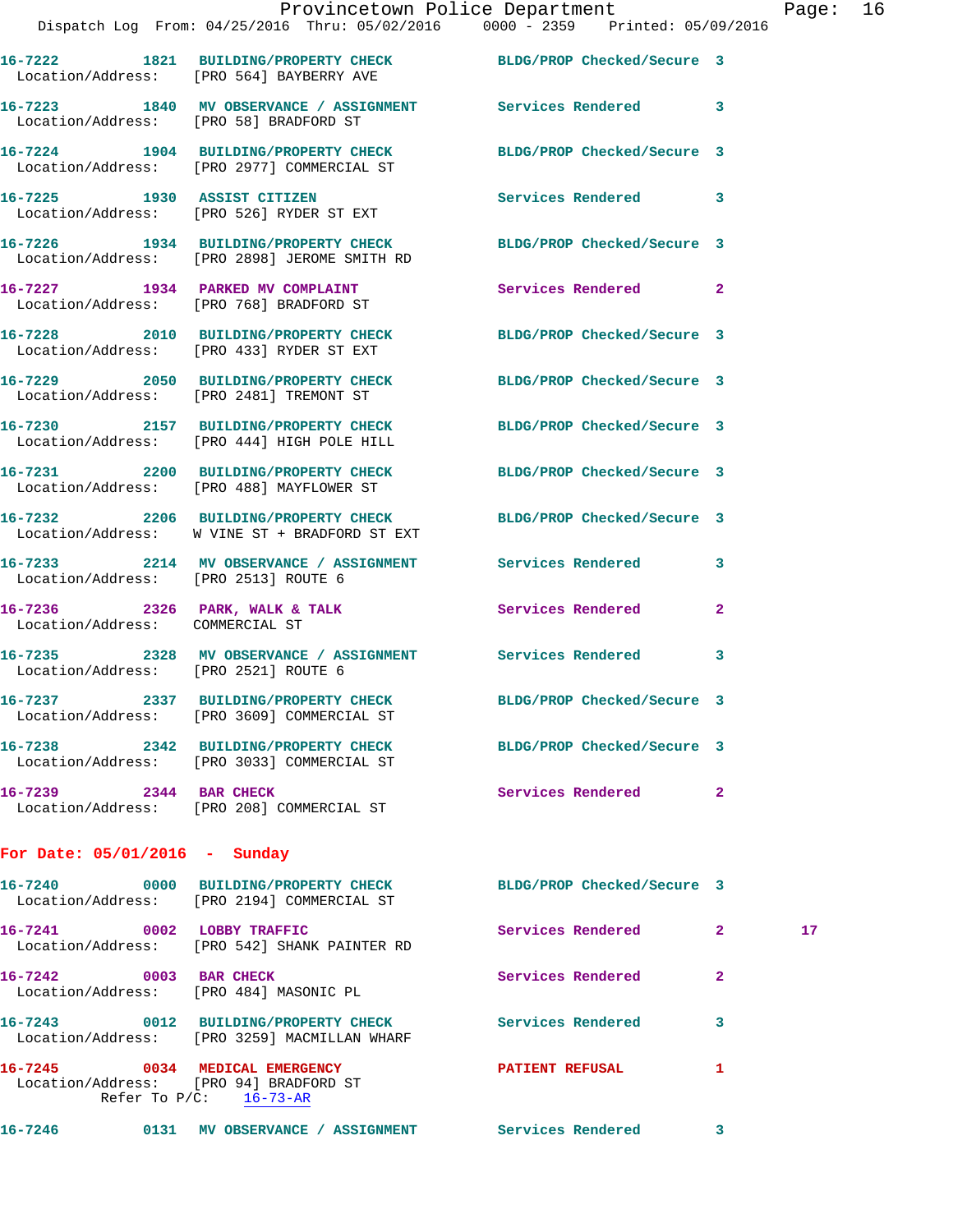16-7222 1821 BUILDING/PROPERTY CHECK BLDG/PROP Checked/Secure 3
Location/Address: [PRO 564] BAYBERRY AVE

16-7223 1840 MV OBSERVANCE / ASSIGNMENT Services Rendered 3
Location/Address: [PRO 58] BRADFORD ST

16-7224 1904 BUILDING/PROPERTY CHECK BLDG/PROP Checked/Secure 3
Location/Address: [PRO 2977] COMMERCIAL ST

16-7225 1930 ASSIST CITIZEN Services Rendered 3
Location/Address: [PRO 526] RYDER ST EXT

16-7226 1934 BUILDING/PROPERTY CHECK BLDG/PROP Checked/Secure 3
Location/Address: [PRO 2898] JEROME SMITH RD

16-7227 1934 PARKED MV COMPLAINT Services Rendered 2
Location/Address: [PRO 768] BRADFORD ST

16-7228 2010 BUILDING/PROPERTY CHECK BLDG/PROP Checked/Secure 3
Location/Address: [PRO 433] RYDER ST EXT

16-7229 2050 BUILDING/PROPERTY CHECK BLDG/PROP Checked/Secure 3
Location/Address: [PRO 2481] TREMONT ST

16-7230 2157 BUILDING/PROPERTY CHECK BLDG/PROP Checked/Secure 3
Location/Address: [PRO 444] HIGH POLE HILL

16-7231 2200 BUILDING/PROPERTY CHECK BLDG/PROP Checked/Secure 3
Location/Address: [PRO 488] MAYFLOWER ST

16-7232 2206 BUILDING/PROPERTY CHECK BLDG/PROP Checked/Secure 3
Location/Address: W VINE ST + BRADFORD ST EXT

16-7233 2214 MV OBSERVANCE / ASSIGNMENT Services Rendered 3
Location/Address: [PRO 2513] ROUTE 6

16-7236 2326 PARK, WALK & TALK Services Rendered 2
Location/Address: COMMERCIAL ST

16-7235 2328 MV OBSERVANCE / ASSIGNMENT Services Rendered 3
Location/Address: [PRO 2521] ROUTE 6

16-7237 2337 BUILDING/PROPERTY CHECK BLDG/PROP Checked/Secure 3
Location/Address: [PRO 3609] COMMERCIAL ST

16-7238 2342 BUILDING/PROPERTY CHECK BLDG/PROP Checked/Secure 3
Location/Address: [PRO 3033] COMMERCIAL ST

16-7239 2344 BAR CHECK Services Rendered 2
Location/Address: [PRO 208] COMMERCIAL ST

## For Date: 05/01/2016 - Sunday

16-7240 0000 BUILDING/PROPERTY CHECK BLDG/PROP Checked/Secure 3
Location/Address: [PRO 2194] COMMERCIAL ST

16-7241 0002 LOBBY TRAFFIC Services Rendered 2 17
Location/Address: [PRO 542] SHANK PAINTER RD

16-7242 0003 BAR CHECK Services Rendered 2
Location/Address: [PRO 484] MASONIC PL

16-7243 0012 BUILDING/PROPERTY CHECK Services Rendered 3
Location/Address: [PRO 3259] MACMILLAN WHARF

16-7245 0034 MEDICAL EMERGENCY PATIENT REFUSAL 1
Location/Address: [PRO 94] BRADFORD ST
Refer To P/C: 16-73-AR

16-7246 0131 MV OBSERVANCE / ASSIGNMENT Services Rendered 3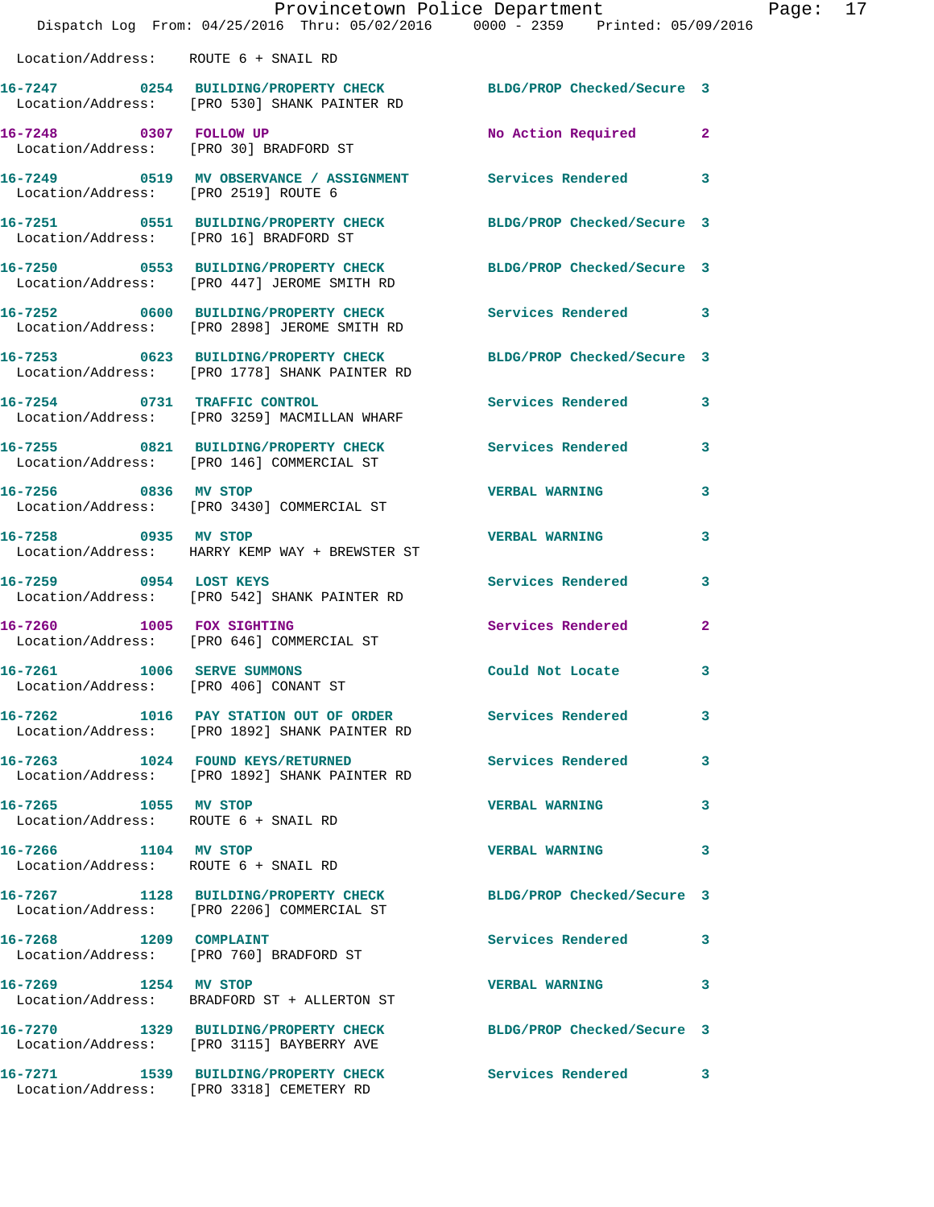Location/Address: ROUTE 6 + SNAIL RD

**16-7247 0254 BUILDING/PROPERTY CHECK** BLDG/PROP Checked/Secure 3
Location/Address: [PRO 530] SHANK PAINTER RD

**16-7248 0307 FOLLOW UP** No Action Required 2
Location/Address: [PRO 30] BRADFORD ST

**16-7249 0519 MV OBSERVANCE / ASSIGNMENT** Services Rendered 3
Location/Address: [PRO 2519] ROUTE 6

**16-7251 0551 BUILDING/PROPERTY CHECK** BLDG/PROP Checked/Secure 3
Location/Address: [PRO 16] BRADFORD ST

**16-7250 0553 BUILDING/PROPERTY CHECK** BLDG/PROP Checked/Secure 3
Location/Address: [PRO 447] JEROME SMITH RD

**16-7252 0600 BUILDING/PROPERTY CHECK** Services Rendered 3
Location/Address: [PRO 2898] JEROME SMITH RD

**16-7253 0623 BUILDING/PROPERTY CHECK** BLDG/PROP Checked/Secure 3
Location/Address: [PRO 1778] SHANK PAINTER RD

**16-7254 0731 TRAFFIC CONTROL** Services Rendered 3
Location/Address: [PRO 3259] MACMILLAN WHARF

**16-7255 0821 BUILDING/PROPERTY CHECK** Services Rendered 3
Location/Address: [PRO 146] COMMERCIAL ST

**16-7256 0836 MV STOP** VERBAL WARNING 3
Location/Address: [PRO 3430] COMMERCIAL ST

**16-7258 0935 MV STOP** VERBAL WARNING 3
Location/Address: HARRY KEMP WAY + BREWSTER ST

**16-7259 0954 LOST KEYS** Services Rendered 3
Location/Address: [PRO 542] SHANK PAINTER RD

**16-7260 1005 FOX SIGHTING** Services Rendered 2
Location/Address: [PRO 646] COMMERCIAL ST

**16-7261 1006 SERVE SUMMONS** Could Not Locate 3
Location/Address: [PRO 406] CONANT ST

**16-7262 1016 PAY STATION OUT OF ORDER** Services Rendered 3
Location/Address: [PRO 1892] SHANK PAINTER RD

**16-7263 1024 FOUND KEYS/RETURNED** Services Rendered 3
Location/Address: [PRO 1892] SHANK PAINTER RD

**16-7265 1055 MV STOP** VERBAL WARNING 3
Location/Address: ROUTE 6 + SNAIL RD

**16-7266 1104 MV STOP** VERBAL WARNING 3
Location/Address: ROUTE 6 + SNAIL RD

**16-7267 1128 BUILDING/PROPERTY CHECK** BLDG/PROP Checked/Secure 3
Location/Address: [PRO 2206] COMMERCIAL ST

**16-7268 1209 COMPLAINT** Services Rendered 3
Location/Address: [PRO 760] BRADFORD ST

**16-7269 1254 MV STOP** VERBAL WARNING 3
Location/Address: BRADFORD ST + ALLERTON ST

**16-7270 1329 BUILDING/PROPERTY CHECK** BLDG/PROP Checked/Secure 3
Location/Address: [PRO 3115] BAYBERRY AVE

**16-7271 1539 BUILDING/PROPERTY CHECK** Services Rendered 3
Location/Address: [PRO 3318] CEMETERY RD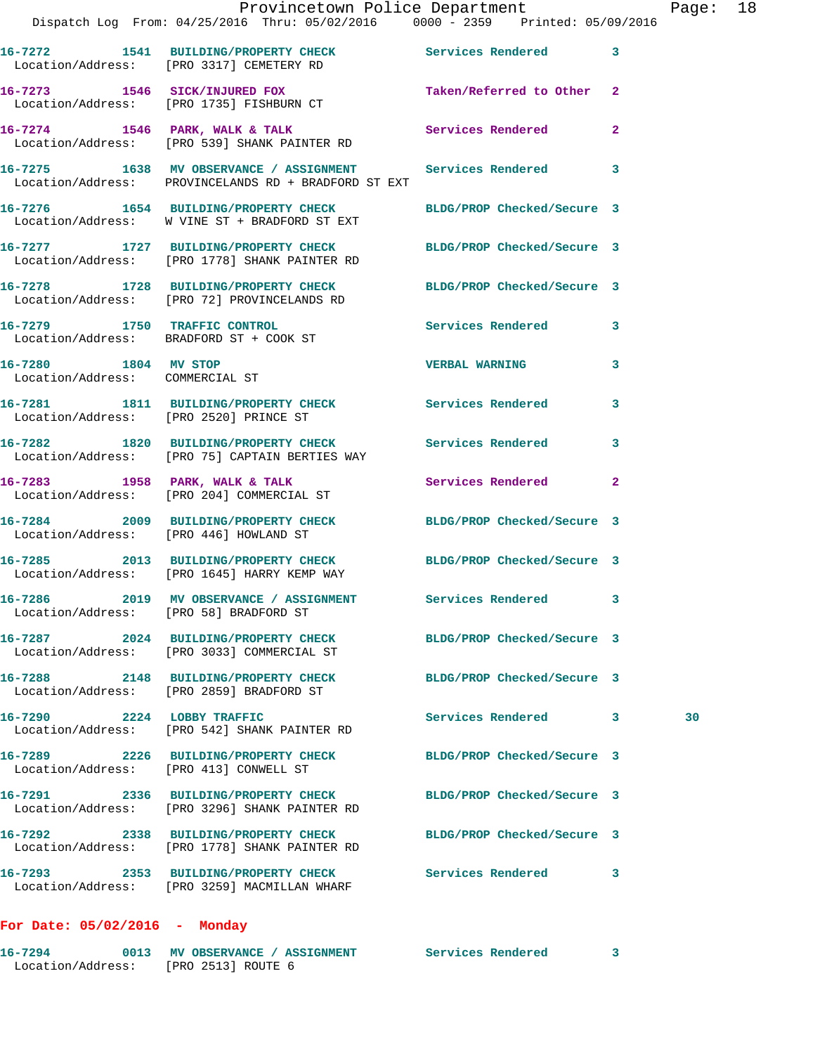16-7272 1541 BUILDING/PROPERTY CHECK Services Rendered 3
Location/Address: [PRO 3317] CEMETERY RD

16-7273 1546 SICK/INJURED FOX Taken/Referred to Other 2
Location/Address: [PRO 1735] FISHBURN CT

16-7274 1546 PARK, WALK & TALK Services Rendered 2
Location/Address: [PRO 539] SHANK PAINTER RD

16-7275 1638 MV OBSERVANCE / ASSIGNMENT Services Rendered 3
Location/Address: PROVINCELANDS RD + BRADFORD ST EXT

16-7276 1654 BUILDING/PROPERTY CHECK BLDG/PROP Checked/Secure 3
Location/Address: W VINE ST + BRADFORD ST EXT

16-7277 1727 BUILDING/PROPERTY CHECK BLDG/PROP Checked/Secure 3
Location/Address: [PRO 1778] SHANK PAINTER RD

16-7278 1728 BUILDING/PROPERTY CHECK BLDG/PROP Checked/Secure 3
Location/Address: [PRO 72] PROVINCELANDS RD

16-7279 1750 TRAFFIC CONTROL Services Rendered 3
Location/Address: BRADFORD ST + COOK ST

16-7280 1804 MV STOP VERBAL WARNING 3
Location/Address: COMMERCIAL ST

16-7281 1811 BUILDING/PROPERTY CHECK Services Rendered 3
Location/Address: [PRO 2520] PRINCE ST

16-7282 1820 BUILDING/PROPERTY CHECK Services Rendered 3
Location/Address: [PRO 75] CAPTAIN BERTIES WAY

16-7283 1958 PARK, WALK & TALK Services Rendered 2
Location/Address: [PRO 204] COMMERCIAL ST

16-7284 2009 BUILDING/PROPERTY CHECK BLDG/PROP Checked/Secure 3
Location/Address: [PRO 446] HOWLAND ST

16-7285 2013 BUILDING/PROPERTY CHECK BLDG/PROP Checked/Secure 3
Location/Address: [PRO 1645] HARRY KEMP WAY

16-7286 2019 MV OBSERVANCE / ASSIGNMENT Services Rendered 3
Location/Address: [PRO 58] BRADFORD ST

16-7287 2024 BUILDING/PROPERTY CHECK BLDG/PROP Checked/Secure 3
Location/Address: [PRO 3033] COMMERCIAL ST

16-7288 2148 BUILDING/PROPERTY CHECK BLDG/PROP Checked/Secure 3
Location/Address: [PRO 2859] BRADFORD ST

16-7290 2224 LOBBY TRAFFIC Services Rendered 3 30
Location/Address: [PRO 542] SHANK PAINTER RD

16-7289 2226 BUILDING/PROPERTY CHECK BLDG/PROP Checked/Secure 3
Location/Address: [PRO 413] CONWELL ST

16-7291 2336 BUILDING/PROPERTY CHECK BLDG/PROP Checked/Secure 3
Location/Address: [PRO 3296] SHANK PAINTER RD

16-7292 2338 BUILDING/PROPERTY CHECK BLDG/PROP Checked/Secure 3
Location/Address: [PRO 1778] SHANK PAINTER RD

16-7293 2353 BUILDING/PROPERTY CHECK Services Rendered 3
Location/Address: [PRO 3259] MACMILLAN WHARF

**For Date: 05/02/2016 - Monday**

16-7294 0013 MV OBSERVANCE / ASSIGNMENT Services Rendered 3
Location/Address: [PRO 2513] ROUTE 6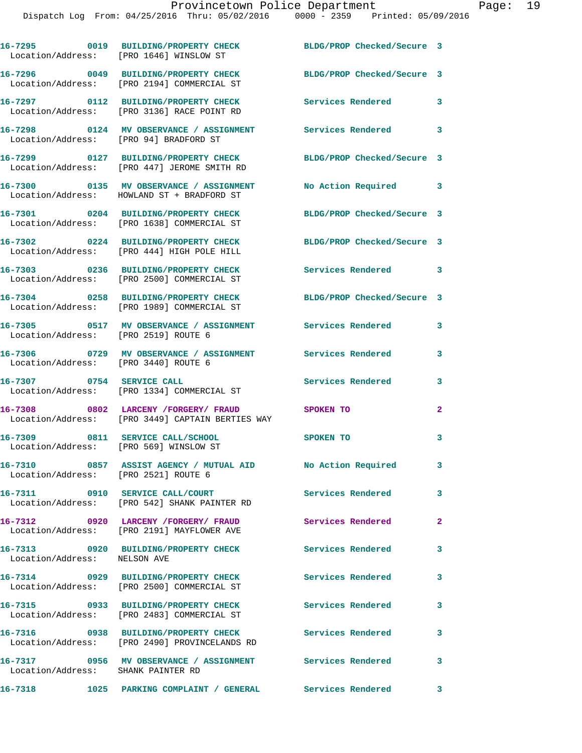16-7295 0019 BUILDING/PROPERTY CHECK BLDG/PROP Checked/Secure 3
Location/Address: [PRO 1646] WINSLOW ST

16-7296 0049 BUILDING/PROPERTY CHECK BLDG/PROP Checked/Secure 3
Location/Address: [PRO 2194] COMMERCIAL ST

16-7297 0112 BUILDING/PROPERTY CHECK Services Rendered 3
Location/Address: [PRO 3136] RACE POINT RD

16-7298 0124 MV OBSERVANCE / ASSIGNMENT Services Rendered 3
Location/Address: [PRO 94] BRADFORD ST

16-7299 0127 BUILDING/PROPERTY CHECK BLDG/PROP Checked/Secure 3
Location/Address: [PRO 447] JEROME SMITH RD

16-7300 0135 MV OBSERVANCE / ASSIGNMENT No Action Required 3
Location/Address: HOWLAND ST + BRADFORD ST

16-7301 0204 BUILDING/PROPERTY CHECK BLDG/PROP Checked/Secure 3
Location/Address: [PRO 1638] COMMERCIAL ST

16-7302 0224 BUILDING/PROPERTY CHECK BLDG/PROP Checked/Secure 3
Location/Address: [PRO 444] HIGH POLE HILL

16-7303 0236 BUILDING/PROPERTY CHECK Services Rendered 3
Location/Address: [PRO 2500] COMMERCIAL ST

16-7304 0258 BUILDING/PROPERTY CHECK BLDG/PROP Checked/Secure 3
Location/Address: [PRO 1989] COMMERCIAL ST

16-7305 0517 MV OBSERVANCE / ASSIGNMENT Services Rendered 3
Location/Address: [PRO 2519] ROUTE 6

16-7306 0729 MV OBSERVANCE / ASSIGNMENT Services Rendered 3
Location/Address: [PRO 3440] ROUTE 6

16-7307 0754 SERVICE CALL Services Rendered 3
Location/Address: [PRO 1334] COMMERCIAL ST

16-7308 0802 LARCENY /FORGERY/ FRAUD SPOKEN TO 2
Location/Address: [PRO 3449] CAPTAIN BERTIES WAY

16-7309 0811 SERVICE CALL/SCHOOL SPOKEN TO 3
Location/Address: [PRO 569] WINSLOW ST

16-7310 0857 ASSIST AGENCY / MUTUAL AID No Action Required 3
Location/Address: [PRO 2521] ROUTE 6

16-7311 0910 SERVICE CALL/COURT Services Rendered 3
Location/Address: [PRO 542] SHANK PAINTER RD

16-7312 0920 LARCENY /FORGERY/ FRAUD Services Rendered 2
Location/Address: [PRO 2191] MAYFLOWER AVE

16-7313 0920 BUILDING/PROPERTY CHECK Services Rendered 3
Location/Address: NELSON AVE

16-7314 0929 BUILDING/PROPERTY CHECK Services Rendered 3
Location/Address: [PRO 2500] COMMERCIAL ST

16-7315 0933 BUILDING/PROPERTY CHECK Services Rendered 3
Location/Address: [PRO 2483] COMMERCIAL ST

16-7316 0938 BUILDING/PROPERTY CHECK Services Rendered 3
Location/Address: [PRO 2490] PROVINCELANDS RD

16-7317 0956 MV OBSERVANCE / ASSIGNMENT Services Rendered 3
Location/Address: SHANK PAINTER RD

16-7318 1025 PARKING COMPLAINT / GENERAL Services Rendered 3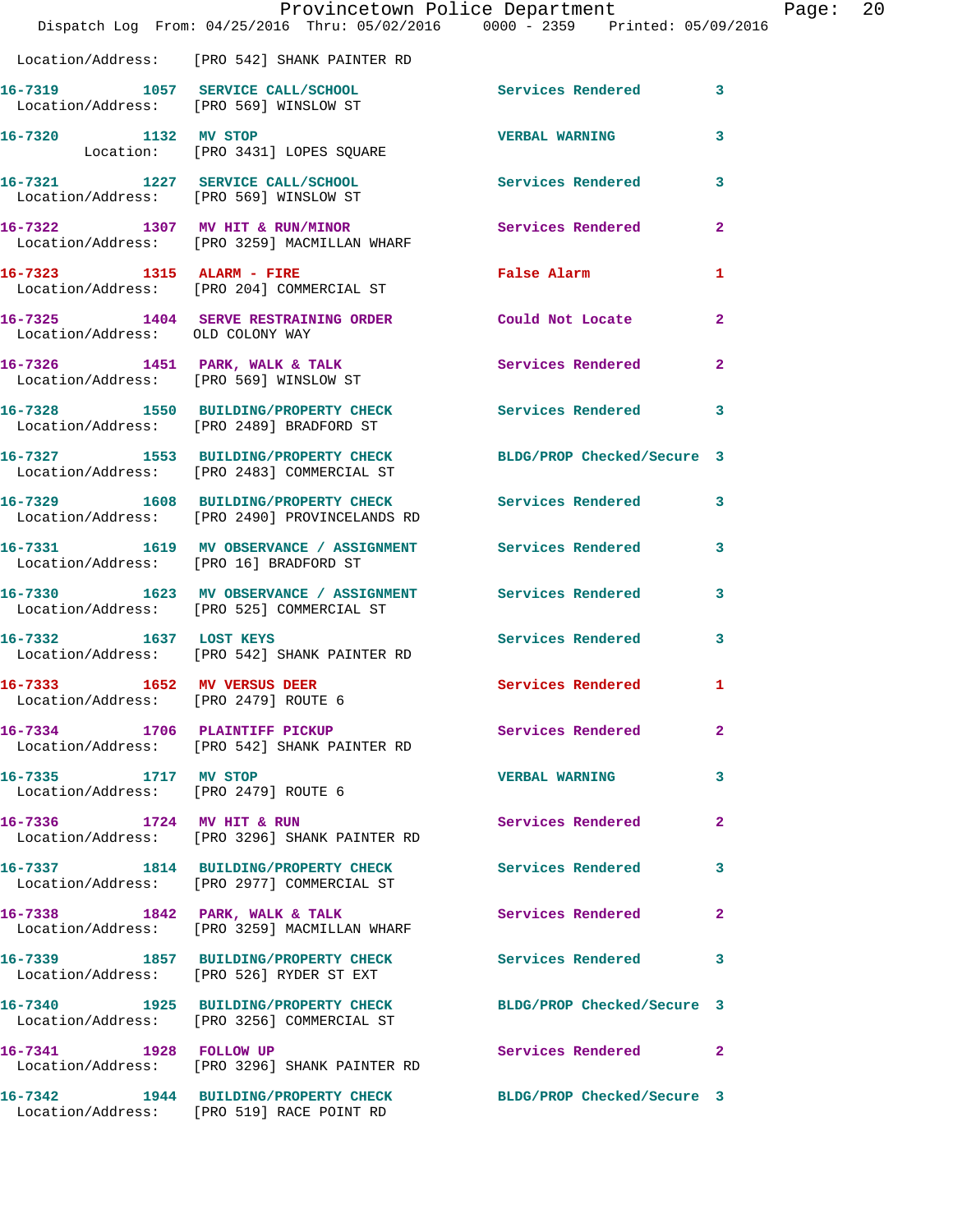Location/Address: [PRO 542] SHANK PAINTER RD

16-7319 1057 SERVICE CALL/SCHOOL Services Rendered 3
Location/Address: [PRO 569] WINSLOW ST

16-7320 1132 MV STOP VERBAL WARNING 3
Location: [PRO 3431] LOPES SQUARE

16-7321 1227 SERVICE CALL/SCHOOL Services Rendered 3
Location/Address: [PRO 569] WINSLOW ST

16-7322 1307 MV HIT & RUN/MINOR Services Rendered 2
Location/Address: [PRO 3259] MACMILLAN WHARF

16-7323 1315 ALARM - FIRE False Alarm 1
Location/Address: [PRO 204] COMMERCIAL ST

16-7325 1404 SERVE RESTRAINING ORDER Could Not Locate 2
Location/Address: OLD COLONY WAY

16-7326 1451 PARK, WALK & TALK Services Rendered 2
Location/Address: [PRO 569] WINSLOW ST

16-7328 1550 BUILDING/PROPERTY CHECK Services Rendered 3
Location/Address: [PRO 2489] BRADFORD ST

16-7327 1553 BUILDING/PROPERTY CHECK BLDG/PROP Checked/Secure 3
Location/Address: [PRO 2483] COMMERCIAL ST

16-7329 1608 BUILDING/PROPERTY CHECK Services Rendered 3
Location/Address: [PRO 2490] PROVINCELANDS RD

16-7331 1619 MV OBSERVANCE / ASSIGNMENT Services Rendered 3
Location/Address: [PRO 16] BRADFORD ST

16-7330 1623 MV OBSERVANCE / ASSIGNMENT Services Rendered 3
Location/Address: [PRO 525] COMMERCIAL ST

16-7332 1637 LOST KEYS Services Rendered 3
Location/Address: [PRO 542] SHANK PAINTER RD

16-7333 1652 MV VERSUS DEER Services Rendered 1
Location/Address: [PRO 2479] ROUTE 6

16-7334 1706 PLAINTIFF PICKUP Services Rendered 2
Location/Address: [PRO 542] SHANK PAINTER RD

16-7335 1717 MV STOP VERBAL WARNING 3
Location/Address: [PRO 2479] ROUTE 6

16-7336 1724 MV HIT & RUN Services Rendered 2
Location/Address: [PRO 3296] SHANK PAINTER RD

16-7337 1814 BUILDING/PROPERTY CHECK Services Rendered 3
Location/Address: [PRO 2977] COMMERCIAL ST

16-7338 1842 PARK, WALK & TALK Services Rendered 2
Location/Address: [PRO 3259] MACMILLAN WHARF

16-7339 1857 BUILDING/PROPERTY CHECK Services Rendered 3
Location/Address: [PRO 526] RYDER ST EXT

16-7340 1925 BUILDING/PROPERTY CHECK BLDG/PROP Checked/Secure 3
Location/Address: [PRO 3256] COMMERCIAL ST

16-7341 1928 FOLLOW UP Services Rendered 2
Location/Address: [PRO 3296] SHANK PAINTER RD

16-7342 1944 BUILDING/PROPERTY CHECK BLDG/PROP Checked/Secure 3
Location/Address: [PRO 519] RACE POINT RD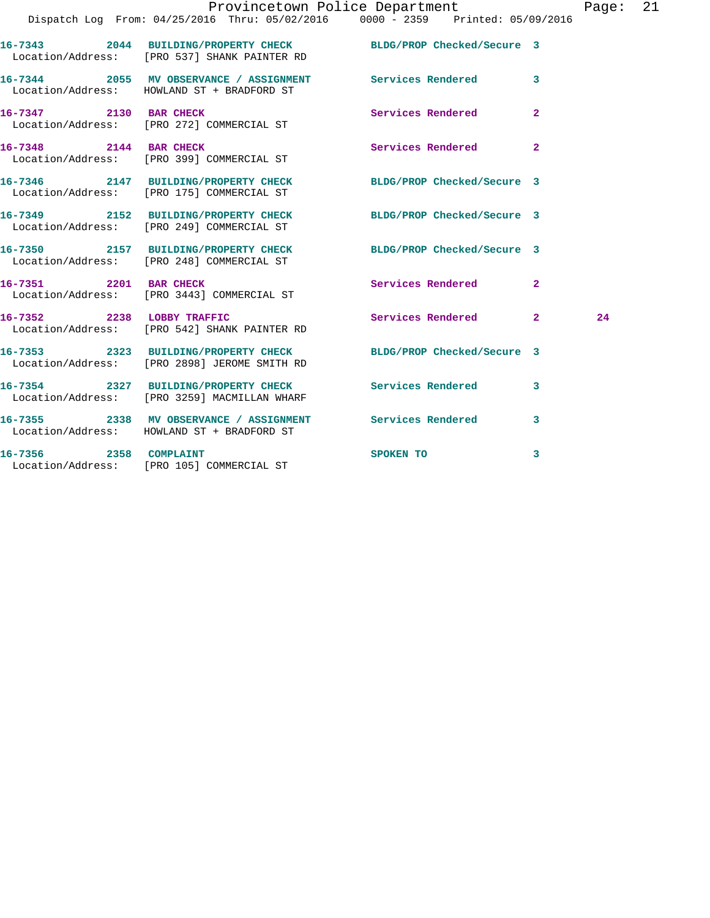16-7343 2044 BUILDING/PROPERTY CHECK BLDG/PROP Checked/Secure 3
Location/Address: [PRO 537] SHANK PAINTER RD

16-7344 2055 MV OBSERVANCE / ASSIGNMENT Services Rendered 3
Location/Address: HOWLAND ST + BRADFORD ST

16-7347 2130 BAR CHECK Services Rendered 2
Location/Address: [PRO 272] COMMERCIAL ST

16-7348 2144 BAR CHECK Services Rendered 2
Location/Address: [PRO 399] COMMERCIAL ST

16-7346 2147 BUILDING/PROPERTY CHECK BLDG/PROP Checked/Secure 3
Location/Address: [PRO 175] COMMERCIAL ST

16-7349 2152 BUILDING/PROPERTY CHECK BLDG/PROP Checked/Secure 3
Location/Address: [PRO 249] COMMERCIAL ST

16-7350 2157 BUILDING/PROPERTY CHECK BLDG/PROP Checked/Secure 3
Location/Address: [PRO 248] COMMERCIAL ST

16-7351 2201 BAR CHECK Services Rendered 2
Location/Address: [PRO 3443] COMMERCIAL ST

16-7352 2238 LOBBY TRAFFIC Services Rendered 2 24
Location/Address: [PRO 542] SHANK PAINTER RD

16-7353 2323 BUILDING/PROPERTY CHECK BLDG/PROP Checked/Secure 3
Location/Address: [PRO 2898] JEROME SMITH RD

16-7354 2327 BUILDING/PROPERTY CHECK Services Rendered 3
Location/Address: [PRO 3259] MACMILLAN WHARF

16-7355 2338 MV OBSERVANCE / ASSIGNMENT Services Rendered 3
Location/Address: HOWLAND ST + BRADFORD ST

16-7356 2358 COMPLAINT SPOKEN TO 3
Location/Address: [PRO 105] COMMERCIAL ST